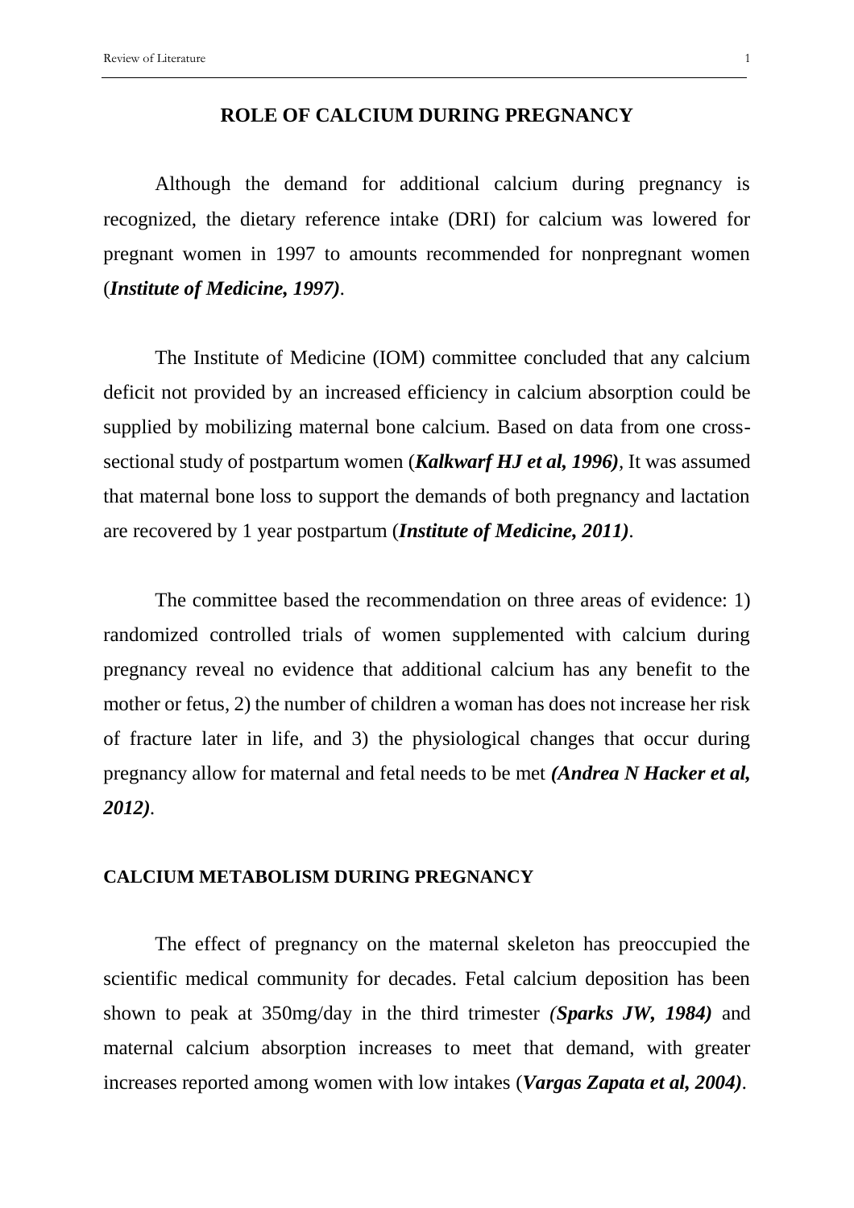## ROLE OF CALCIUM DURING PREGNANCY

Although the demand for additional calcium during pregnancy is recognized, the dietary reference intake (DRI) for calcium was lowered for pregnant women in 1997 to amounts recommended for nonpregnant women (***Institute of Medicine, 1997)***.

The Institute of Medicine (IOM) committee concluded that any calcium deficit not provided by an increased efficiency in calcium absorption could be supplied by mobilizing maternal bone calcium. Based on data from one cross-sectional study of postpartum women (***Kalkwarf HJ et al, 1996)***, It was assumed that maternal bone loss to support the demands of both pregnancy and lactation are recovered by 1 year postpartum (***Institute of Medicine, 2011)***.

The committee based the recommendation on three areas of evidence: 1) randomized controlled trials of women supplemented with calcium during pregnancy reveal no evidence that additional calcium has any benefit to the mother or fetus, 2) the number of children a woman has does not increase her risk of fracture later in life, and 3) the physiological changes that occur during pregnancy allow for maternal and fetal needs to be met ***(Andrea N Hacker et al, 2012)***.

### CALCIUM METABOLISM DURING PREGNANCY

The effect of pregnancy on the maternal skeleton has preoccupied the scientific medical community for decades. Fetal calcium deposition has been shown to peak at 350mg/day in the third trimester ***(Sparks JW, 1984)*** and maternal calcium absorption increases to meet that demand, with greater increases reported among women with low intakes (***Vargas Zapata et al, 2004)***.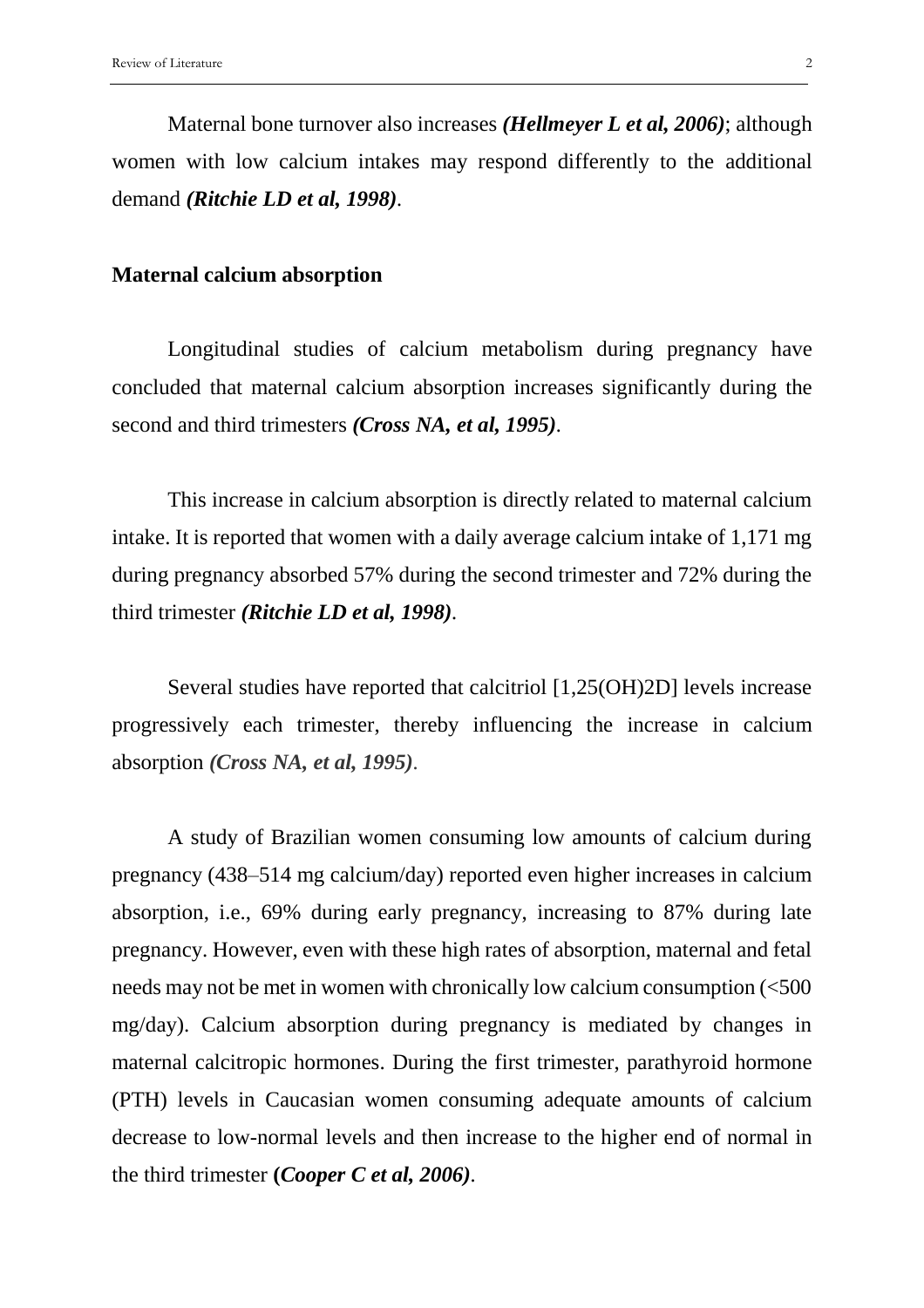Maternal bone turnover also increases ***(Hellmeyer L et al, 2006)***; although women with low calcium intakes may respond differently to the additional demand ***(Ritchie LD et al, 1998)***.

### Maternal calcium absorption

Longitudinal studies of calcium metabolism during pregnancy have concluded that maternal calcium absorption increases significantly during the second and third trimesters ***(Cross NA, et al, 1995)***.

This increase in calcium absorption is directly related to maternal calcium intake. It is reported that women with a daily average calcium intake of 1,171 mg during pregnancy absorbed 57% during the second trimester and 72% during the third trimester ***(Ritchie LD et al, 1998)***.

Several studies have reported that calcitriol [1,25(OH)2D] levels increase progressively each trimester, thereby influencing the increase in calcium absorption ***(Cross NA, et al, 1995)***.

A study of Brazilian women consuming low amounts of calcium during pregnancy (438–514 mg calcium/day) reported even higher increases in calcium absorption, i.e., 69% during early pregnancy, increasing to 87% during late pregnancy. However, even with these high rates of absorption, maternal and fetal needs may not be met in women with chronically low calcium consumption (<500 mg/day). Calcium absorption during pregnancy is mediated by changes in maternal calcitropic hormones. During the first trimester, parathyroid hormone (PTH) levels in Caucasian women consuming adequate amounts of calcium decrease to low-normal levels and then increase to the higher end of normal in the third trimester **(*Cooper C et al, 2006)***.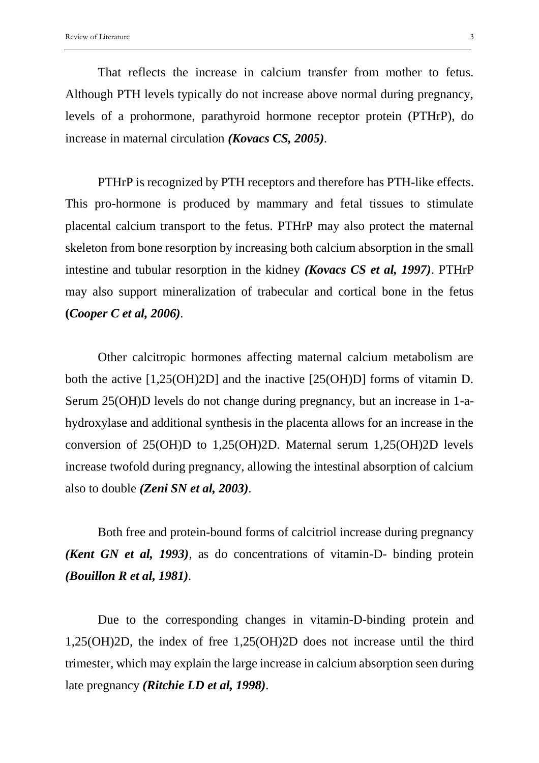That reflects the increase in calcium transfer from mother to fetus. Although PTH levels typically do not increase above normal during pregnancy, levels of a prohormone, parathyroid hormone receptor protein (PTHrP), do increase in maternal circulation ***(Kovacs CS, 2005)***.

PTHrP is recognized by PTH receptors and therefore has PTH-like effects. This pro-hormone is produced by mammary and fetal tissues to stimulate placental calcium transport to the fetus. PTHrP may also protect the maternal skeleton from bone resorption by increasing both calcium absorption in the small intestine and tubular resorption in the kidney ***(Kovacs CS et al, 1997)***. PTHrP may also support mineralization of trabecular and cortical bone in the fetus **(*Cooper C et al, 2006)***.

Other calcitropic hormones affecting maternal calcium metabolism are both the active [1,25(OH)2D] and the inactive [25(OH)D] forms of vitamin D. Serum 25(OH)D levels do not change during pregnancy, but an increase in 1-a-hydroxylase and additional synthesis in the placenta allows for an increase in the conversion of 25(OH)D to 1,25(OH)2D. Maternal serum 1,25(OH)2D levels increase twofold during pregnancy, allowing the intestinal absorption of calcium also to double ***(Zeni SN et al, 2003)***.

Both free and protein-bound forms of calcitriol increase during pregnancy ***(Kent GN et al, 1993)***, as do concentrations of vitamin-D- binding protein ***(Bouillon R et al, 1981)***.

Due to the corresponding changes in vitamin-D-binding protein and 1,25(OH)2D, the index of free 1,25(OH)2D does not increase until the third trimester, which may explain the large increase in calcium absorption seen during late pregnancy ***(Ritchie LD et al, 1998)***.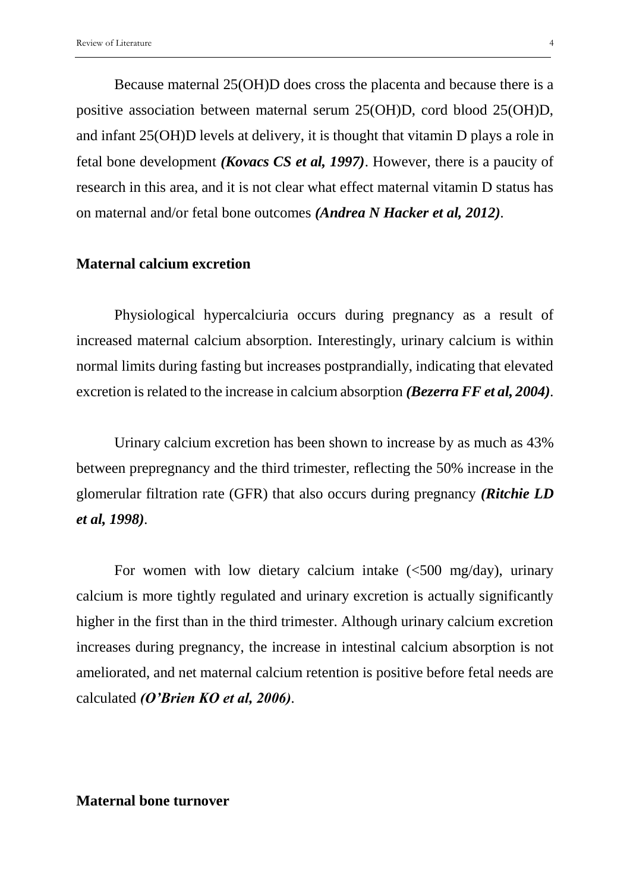Because maternal 25(OH)D does cross the placenta and because there is a positive association between maternal serum 25(OH)D, cord blood 25(OH)D, and infant 25(OH)D levels at delivery, it is thought that vitamin D plays a role in fetal bone development ***(Kovacs CS et al, 1997)***. However, there is a paucity of research in this area, and it is not clear what effect maternal vitamin D status has on maternal and/or fetal bone outcomes ***(Andrea N Hacker et al, 2012)***.

## Maternal calcium excretion

Physiological hypercalciuria occurs during pregnancy as a result of increased maternal calcium absorption. Interestingly, urinary calcium is within normal limits during fasting but increases postprandially, indicating that elevated excretion is related to the increase in calcium absorption ***(Bezerra FF et al, 2004)***.

Urinary calcium excretion has been shown to increase by as much as 43% between prepregnancy and the third trimester, reflecting the 50% increase in the glomerular filtration rate (GFR) that also occurs during pregnancy ***(Ritchie LD et al, 1998)***.

For women with low dietary calcium intake (<500 mg/day), urinary calcium is more tightly regulated and urinary excretion is actually significantly higher in the first than in the third trimester. Although urinary calcium excretion increases during pregnancy, the increase in intestinal calcium absorption is not ameliorated, and net maternal calcium retention is positive before fetal needs are calculated ***(O'Brien KO et al, 2006)***.

## Maternal bone turnover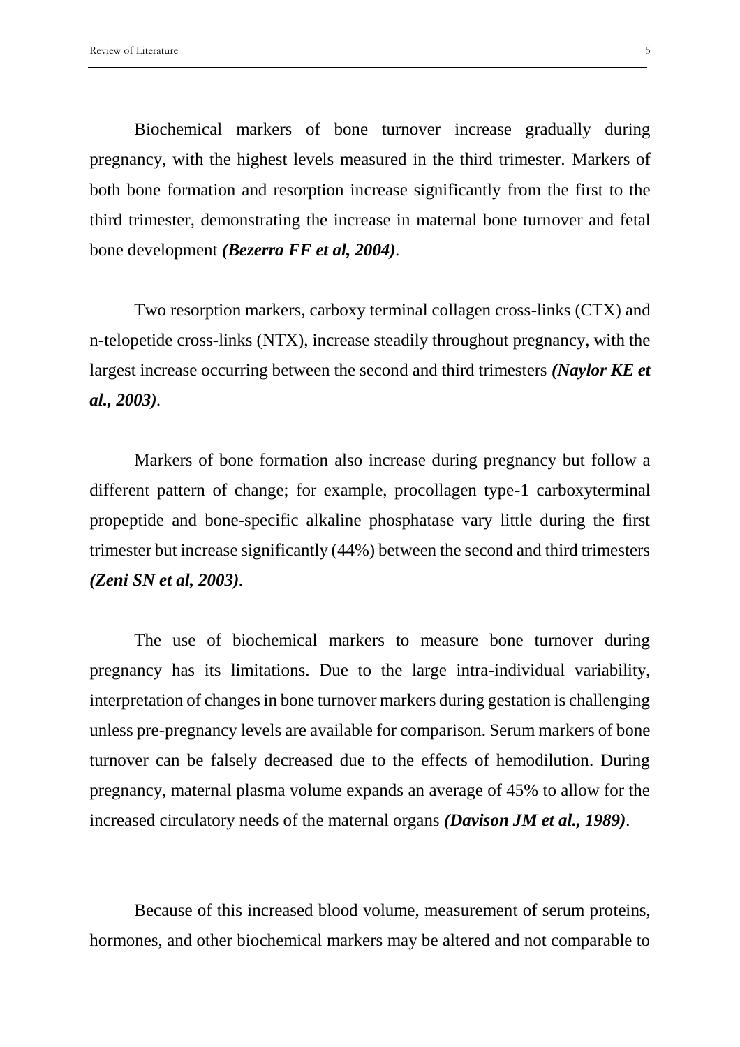Biochemical markers of bone turnover increase gradually during pregnancy, with the highest levels measured in the third trimester. Markers of both bone formation and resorption increase significantly from the first to the third trimester, demonstrating the increase in maternal bone turnover and fetal bone development ***(Bezerra FF et al, 2004)***.

Two resorption markers, carboxy terminal collagen cross-links (CTX) and n-telopetide cross-links (NTX), increase steadily throughout pregnancy, with the largest increase occurring between the second and third trimesters ***(Naylor KE et al., 2003)***.

Markers of bone formation also increase during pregnancy but follow a different pattern of change; for example, procollagen type-1 carboxyterminal propeptide and bone-specific alkaline phosphatase vary little during the first trimester but increase significantly (44%) between the second and third trimesters ***(Zeni SN et al, 2003)***.

The use of biochemical markers to measure bone turnover during pregnancy has its limitations. Due to the large intra-individual variability, interpretation of changes in bone turnover markers during gestation is challenging unless pre-pregnancy levels are available for comparison. Serum markers of bone turnover can be falsely decreased due to the effects of hemodilution. During pregnancy, maternal plasma volume expands an average of 45% to allow for the increased circulatory needs of the maternal organs ***(Davison JM et al., 1989)***.

Because of this increased blood volume, measurement of serum proteins, hormones, and other biochemical markers may be altered and not comparable to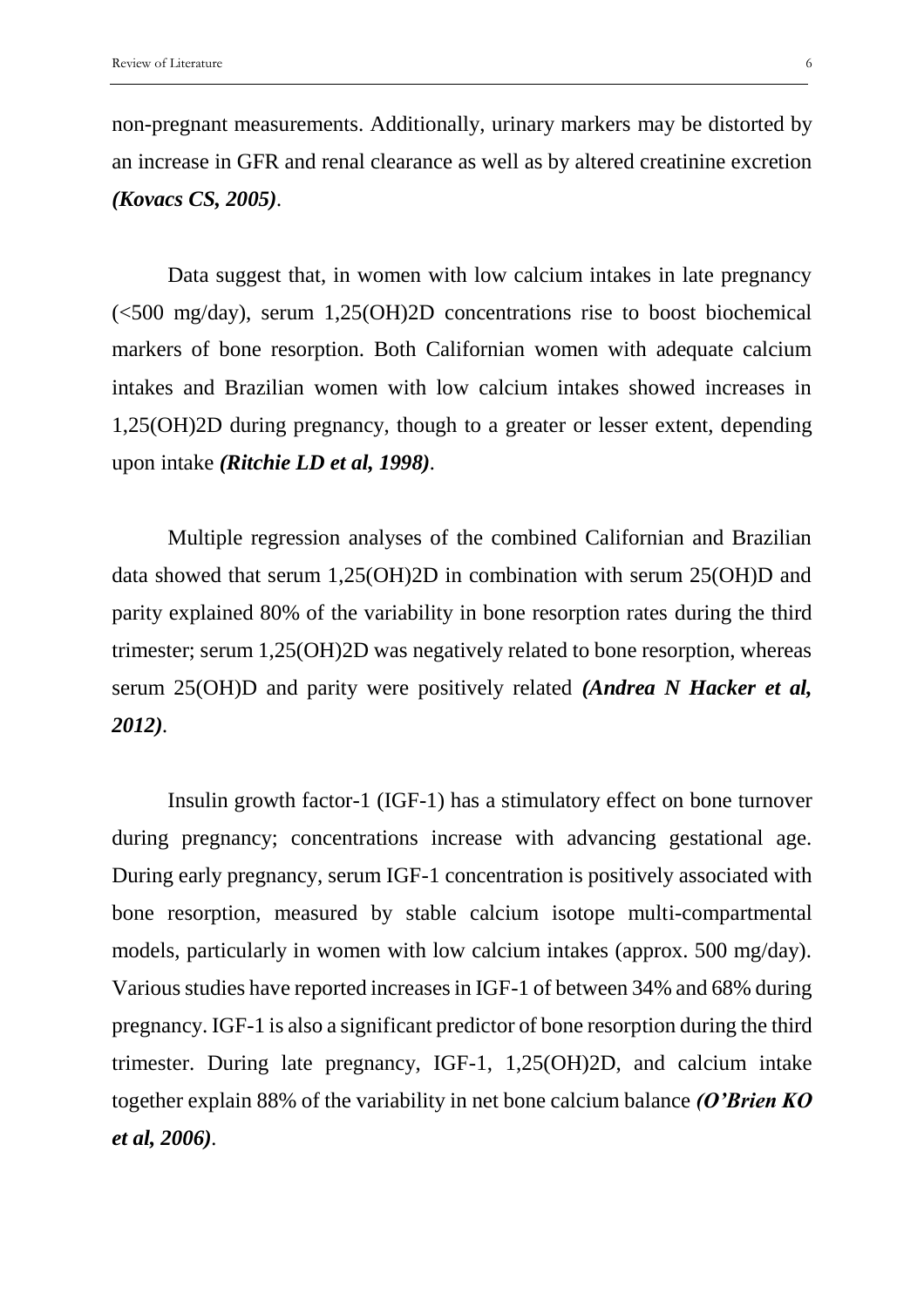non-pregnant measurements. Additionally, urinary markers may be distorted by an increase in GFR and renal clearance as well as by altered creatinine excretion ***(Kovacs CS, 2005)***.

Data suggest that, in women with low calcium intakes in late pregnancy (<500 mg/day), serum 1,25(OH)2D concentrations rise to boost biochemical markers of bone resorption. Both Californian women with adequate calcium intakes and Brazilian women with low calcium intakes showed increases in 1,25(OH)2D during pregnancy, though to a greater or lesser extent, depending upon intake ***(Ritchie LD et al, 1998)***.

Multiple regression analyses of the combined Californian and Brazilian data showed that serum 1,25(OH)2D in combination with serum 25(OH)D and parity explained 80% of the variability in bone resorption rates during the third trimester; serum 1,25(OH)2D was negatively related to bone resorption, whereas serum 25(OH)D and parity were positively related ***(Andrea N Hacker et al, 2012)***.

Insulin growth factor-1 (IGF-1) has a stimulatory effect on bone turnover during pregnancy; concentrations increase with advancing gestational age. During early pregnancy, serum IGF-1 concentration is positively associated with bone resorption, measured by stable calcium isotope multi-compartmental models, particularly in women with low calcium intakes (approx. 500 mg/day). Various studies have reported increases in IGF-1 of between 34% and 68% during pregnancy. IGF-1 is also a significant predictor of bone resorption during the third trimester. During late pregnancy, IGF-1, 1,25(OH)2D, and calcium intake together explain 88% of the variability in net bone calcium balance ***(O'Brien KO et al, 2006)***.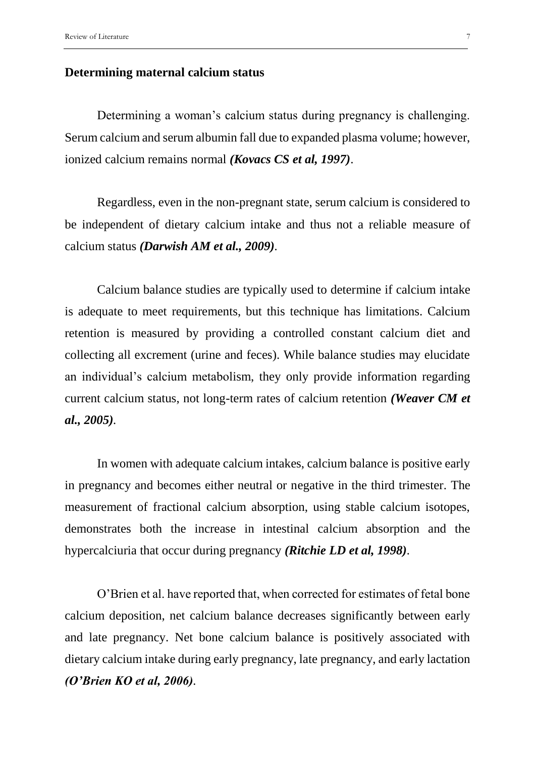**Determining maternal calcium status**

Determining a woman's calcium status during pregnancy is challenging. Serum calcium and serum albumin fall due to expanded plasma volume; however, ionized calcium remains normal ***(Kovacs CS et al, 1997)***.

Regardless, even in the non-pregnant state, serum calcium is considered to be independent of dietary calcium intake and thus not a reliable measure of calcium status ***(Darwish AM et al., 2009)***.

Calcium balance studies are typically used to determine if calcium intake is adequate to meet requirements, but this technique has limitations. Calcium retention is measured by providing a controlled constant calcium diet and collecting all excrement (urine and feces). While balance studies may elucidate an individual's calcium metabolism, they only provide information regarding current calcium status, not long-term rates of calcium retention ***(Weaver CM et al., 2005)***.

In women with adequate calcium intakes, calcium balance is positive early in pregnancy and becomes either neutral or negative in the third trimester. The measurement of fractional calcium absorption, using stable calcium isotopes, demonstrates both the increase in intestinal calcium absorption and the hypercalciuria that occur during pregnancy ***(Ritchie LD et al, 1998)***.

O'Brien et al. have reported that, when corrected for estimates of fetal bone calcium deposition, net calcium balance decreases significantly between early and late pregnancy. Net bone calcium balance is positively associated with dietary calcium intake during early pregnancy, late pregnancy, and early lactation ***(O'Brien KO et al, 2006)***.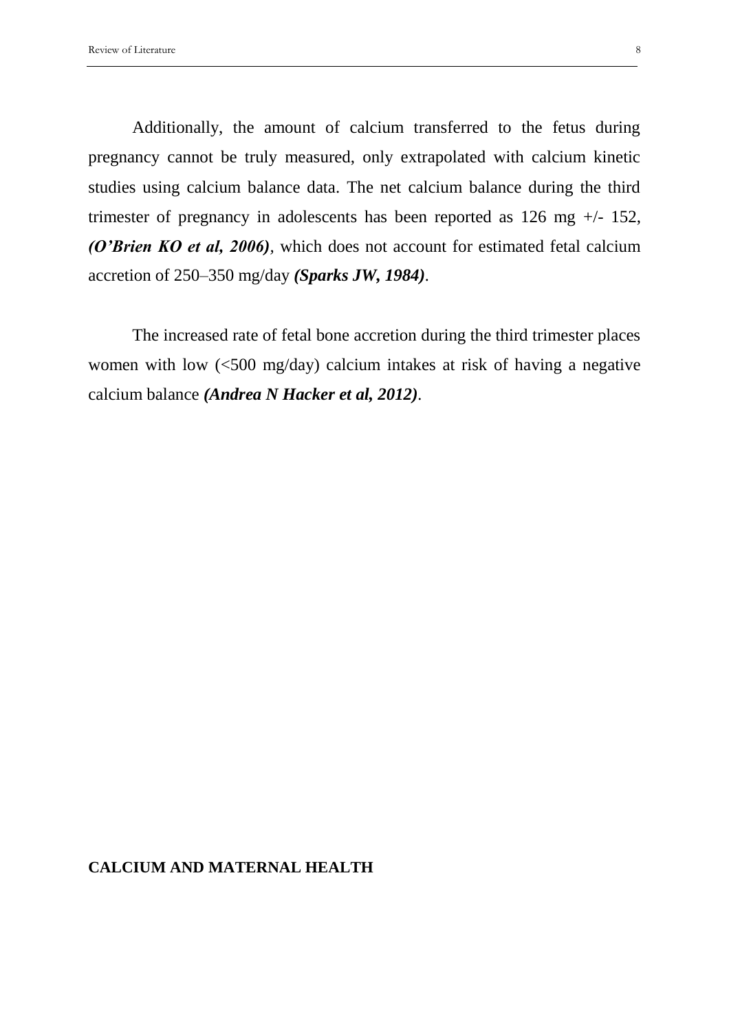Additionally, the amount of calcium transferred to the fetus during pregnancy cannot be truly measured, only extrapolated with calcium kinetic studies using calcium balance data. The net calcium balance during the third trimester of pregnancy in adolescents has been reported as 126 mg +/- 152, ***(O'Brien KO et al, 2006)***, which does not account for estimated fetal calcium accretion of 250–350 mg/day ***(Sparks JW, 1984)***.

The increased rate of fetal bone accretion during the third trimester places women with low (<500 mg/day) calcium intakes at risk of having a negative calcium balance ***(Andrea N Hacker et al, 2012)***.

**CALCIUM AND MATERNAL HEALTH**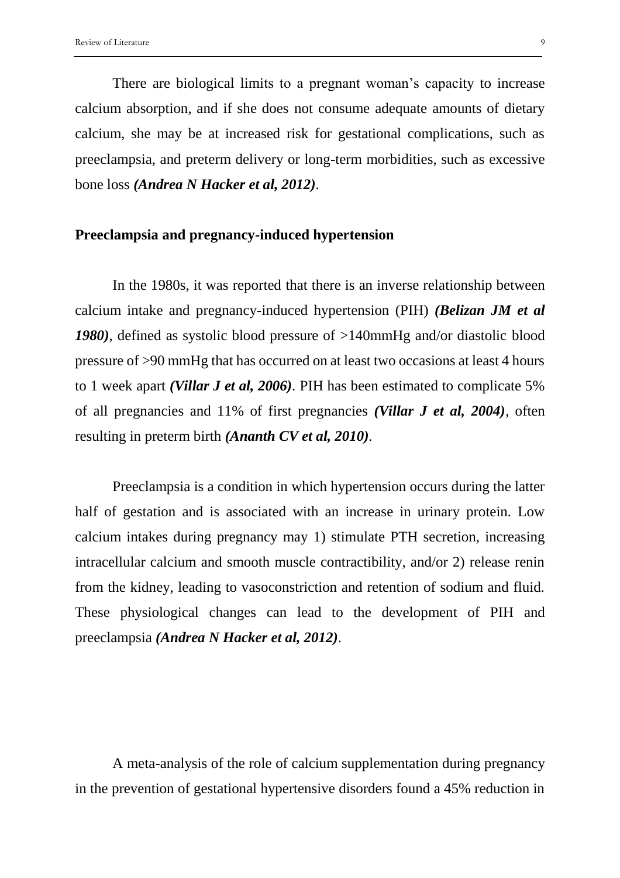There are biological limits to a pregnant woman's capacity to increase calcium absorption, and if she does not consume adequate amounts of dietary calcium, she may be at increased risk for gestational complications, such as preeclampsia, and preterm delivery or long-term morbidities, such as excessive bone loss ***(Andrea N Hacker et al, 2012)***.

**Preeclampsia and pregnancy-induced hypertension**

In the 1980s, it was reported that there is an inverse relationship between calcium intake and pregnancy-induced hypertension (PIH) ***(Belizan JM et al 1980)***, defined as systolic blood pressure of >140mmHg and/or diastolic blood pressure of >90 mmHg that has occurred on at least two occasions at least 4 hours to 1 week apart ***(Villar J et al, 2006)***. PIH has been estimated to complicate 5% of all pregnancies and 11% of first pregnancies ***(Villar J et al, 2004)***, often resulting in preterm birth ***(Ananth CV et al, 2010)***.

Preeclampsia is a condition in which hypertension occurs during the latter half of gestation and is associated with an increase in urinary protein. Low calcium intakes during pregnancy may 1) stimulate PTH secretion, increasing intracellular calcium and smooth muscle contractibility, and/or 2) release renin from the kidney, leading to vasoconstriction and retention of sodium and fluid. These physiological changes can lead to the development of PIH and preeclampsia ***(Andrea N Hacker et al, 2012)***.

A meta-analysis of the role of calcium supplementation during pregnancy in the prevention of gestational hypertensive disorders found a 45% reduction in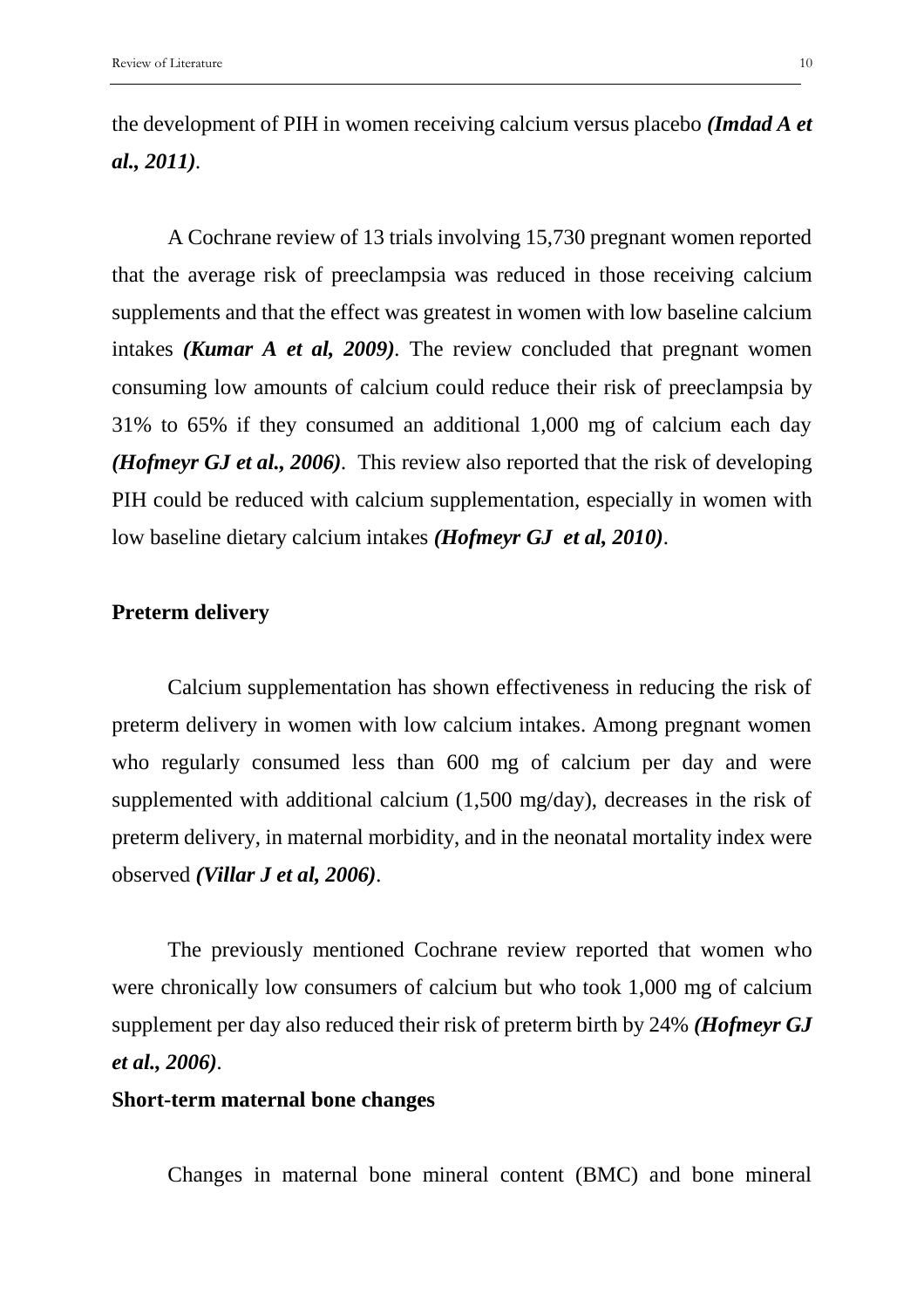the development of PIH in women receiving calcium versus placebo ***(Imdad A et al., 2011)***.

A Cochrane review of 13 trials involving 15,730 pregnant women reported that the average risk of preeclampsia was reduced in those receiving calcium supplements and that the effect was greatest in women with low baseline calcium intakes ***(Kumar A et al, 2009)***. The review concluded that pregnant women consuming low amounts of calcium could reduce their risk of preeclampsia by 31% to 65% if they consumed an additional 1,000 mg of calcium each day ***(Hofmeyr GJ et al., 2006)***. This review also reported that the risk of developing PIH could be reduced with calcium supplementation, especially in women with low baseline dietary calcium intakes ***(Hofmeyr GJ et al, 2010)***.

**Preterm delivery**

Calcium supplementation has shown effectiveness in reducing the risk of preterm delivery in women with low calcium intakes. Among pregnant women who regularly consumed less than 600 mg of calcium per day and were supplemented with additional calcium (1,500 mg/day), decreases in the risk of preterm delivery, in maternal morbidity, and in the neonatal mortality index were observed ***(Villar J et al, 2006)***.

The previously mentioned Cochrane review reported that women who were chronically low consumers of calcium but who took 1,000 mg of calcium supplement per day also reduced their risk of preterm birth by 24% ***(Hofmeyr GJ et al., 2006)***.

**Short-term maternal bone changes**

Changes in maternal bone mineral content (BMC) and bone mineral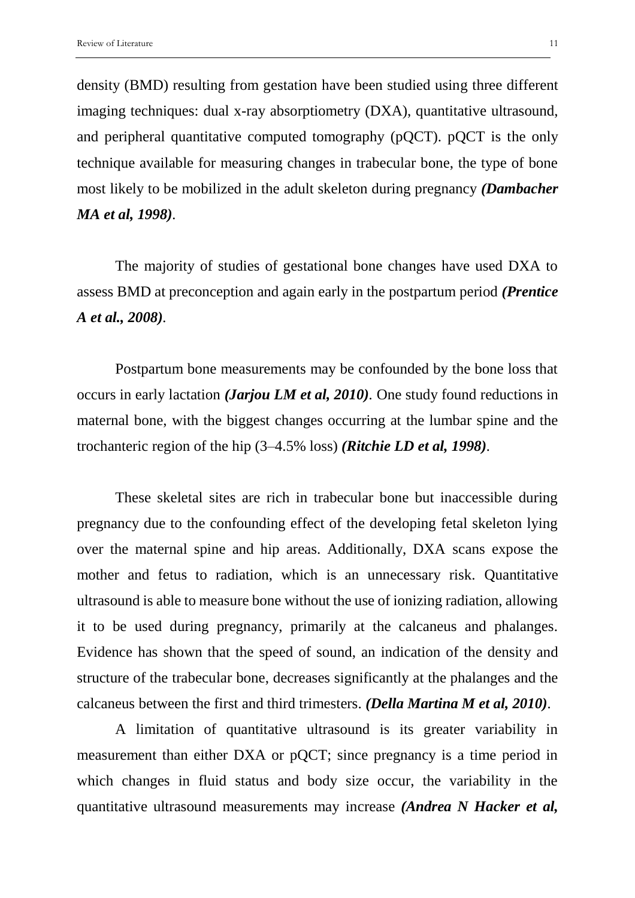density (BMD) resulting from gestation have been studied using three different imaging techniques: dual x-ray absorptiometry (DXA), quantitative ultrasound, and peripheral quantitative computed tomography (pQCT). pQCT is the only technique available for measuring changes in trabecular bone, the type of bone most likely to be mobilized in the adult skeleton during pregnancy ***(Dambacher MA et al, 1998)***.

The majority of studies of gestational bone changes have used DXA to assess BMD at preconception and again early in the postpartum period ***(Prentice A et al., 2008)***.

Postpartum bone measurements may be confounded by the bone loss that occurs in early lactation ***(Jarjou LM et al, 2010)***. One study found reductions in maternal bone, with the biggest changes occurring at the lumbar spine and the trochanteric region of the hip (3–4.5% loss) ***(Ritchie LD et al, 1998)***.

These skeletal sites are rich in trabecular bone but inaccessible during pregnancy due to the confounding effect of the developing fetal skeleton lying over the maternal spine and hip areas. Additionally, DXA scans expose the mother and fetus to radiation, which is an unnecessary risk. Quantitative ultrasound is able to measure bone without the use of ionizing radiation, allowing it to be used during pregnancy, primarily at the calcaneus and phalanges. Evidence has shown that the speed of sound, an indication of the density and structure of the trabecular bone, decreases significantly at the phalanges and the calcaneus between the first and third trimesters. ***(Della Martina M et al, 2010)***.

A limitation of quantitative ultrasound is its greater variability in measurement than either DXA or pQCT; since pregnancy is a time period in which changes in fluid status and body size occur, the variability in the quantitative ultrasound measurements may increase ***(Andrea N Hacker et al,***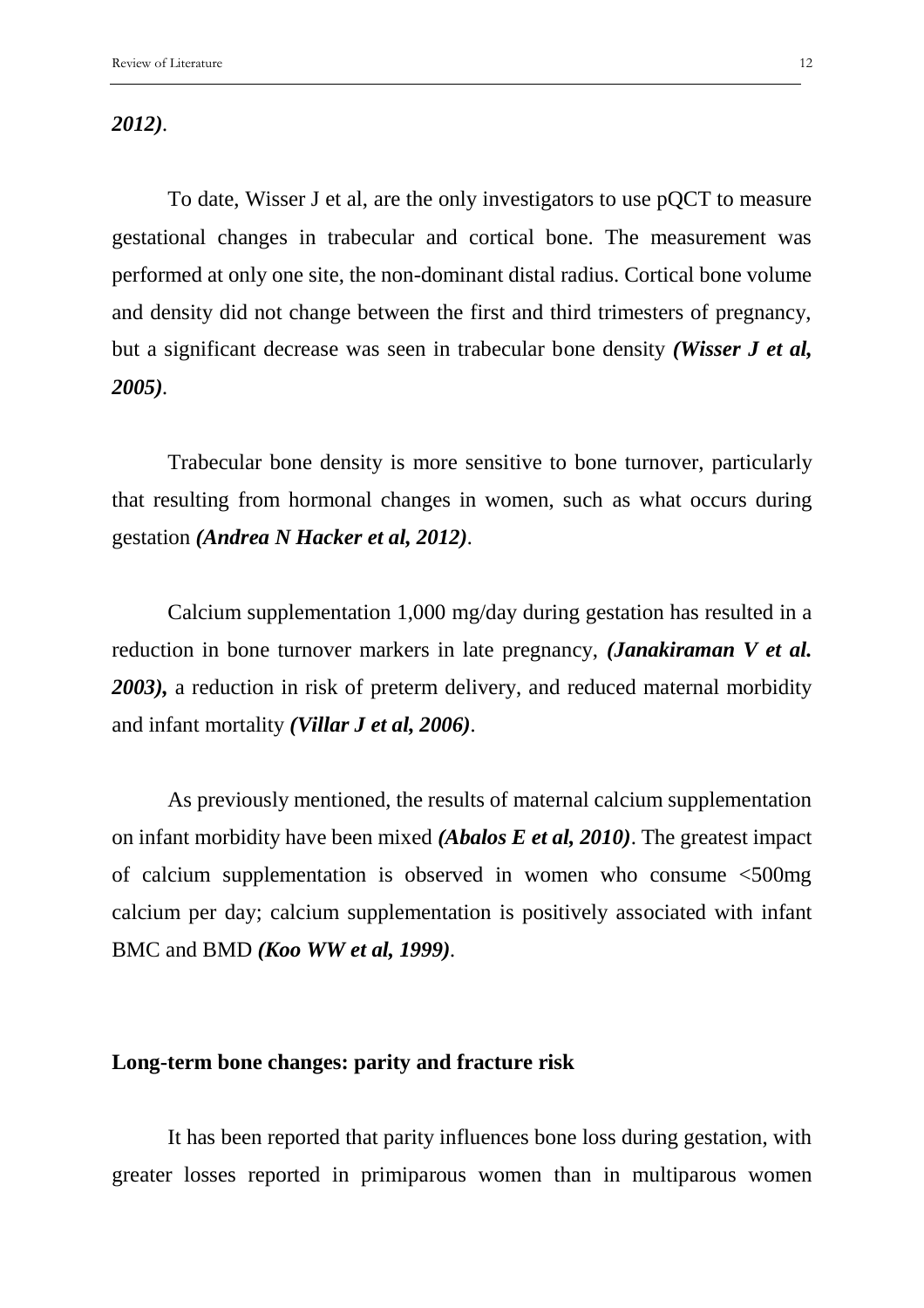***2012)***.

To date, Wisser J et al, are the only investigators to use pQCT to measure gestational changes in trabecular and cortical bone. The measurement was performed at only one site, the non-dominant distal radius. Cortical bone volume and density did not change between the first and third trimesters of pregnancy, but a significant decrease was seen in trabecular bone density ***(Wisser J et al, 2005)***.

Trabecular bone density is more sensitive to bone turnover, particularly that resulting from hormonal changes in women, such as what occurs during gestation ***(Andrea N Hacker et al, 2012)***.

Calcium supplementation 1,000 mg/day during gestation has resulted in a reduction in bone turnover markers in late pregnancy, ***(Janakiraman V et al. 2003),*** a reduction in risk of preterm delivery, and reduced maternal morbidity and infant mortality ***(Villar J et al, 2006)***.

As previously mentioned, the results of maternal calcium supplementation on infant morbidity have been mixed ***(Abalos E et al, 2010)***. The greatest impact of calcium supplementation is observed in women who consume <500mg calcium per day; calcium supplementation is positively associated with infant BMC and BMD ***(Koo WW et al, 1999)***.

**Long-term bone changes: parity and fracture risk**

It has been reported that parity influences bone loss during gestation, with greater losses reported in primiparous women than in multiparous women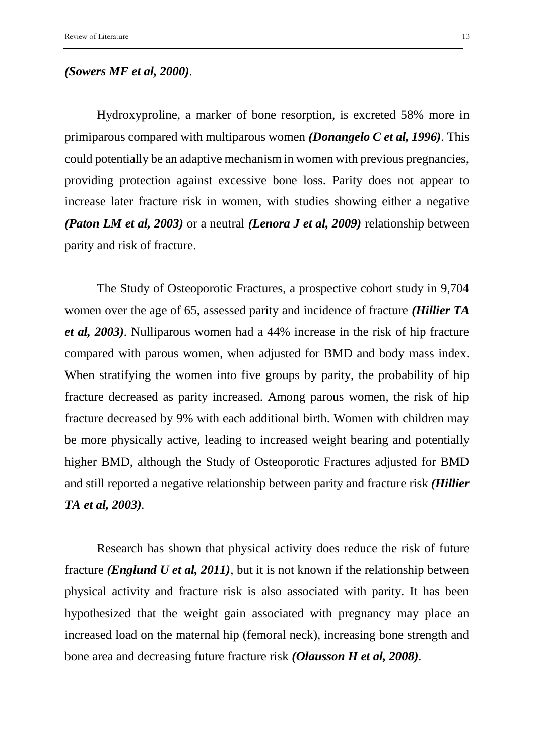***(Sowers MF et al, 2000)***.

Hydroxyproline, a marker of bone resorption, is excreted 58% more in primiparous compared with multiparous women ***(Donangelo C et al, 1996)***. This could potentially be an adaptive mechanism in women with previous pregnancies, providing protection against excessive bone loss. Parity does not appear to increase later fracture risk in women, with studies showing either a negative ***(Paton LM et al, 2003)*** or a neutral ***(Lenora J et al, 2009)*** relationship between parity and risk of fracture.

The Study of Osteoporotic Fractures, a prospective cohort study in 9,704 women over the age of 65, assessed parity and incidence of fracture ***(Hillier TA et al, 2003)***. Nulliparous women had a 44% increase in the risk of hip fracture compared with parous women, when adjusted for BMD and body mass index. When stratifying the women into five groups by parity, the probability of hip fracture decreased as parity increased. Among parous women, the risk of hip fracture decreased by 9% with each additional birth. Women with children may be more physically active, leading to increased weight bearing and potentially higher BMD, although the Study of Osteoporotic Fractures adjusted for BMD and still reported a negative relationship between parity and fracture risk ***(Hillier TA et al, 2003)***.

Research has shown that physical activity does reduce the risk of future fracture ***(Englund U et al, 2011)***, but it is not known if the relationship between physical activity and fracture risk is also associated with parity. It has been hypothesized that the weight gain associated with pregnancy may place an increased load on the maternal hip (femoral neck), increasing bone strength and bone area and decreasing future fracture risk ***(Olausson H et al, 2008)***.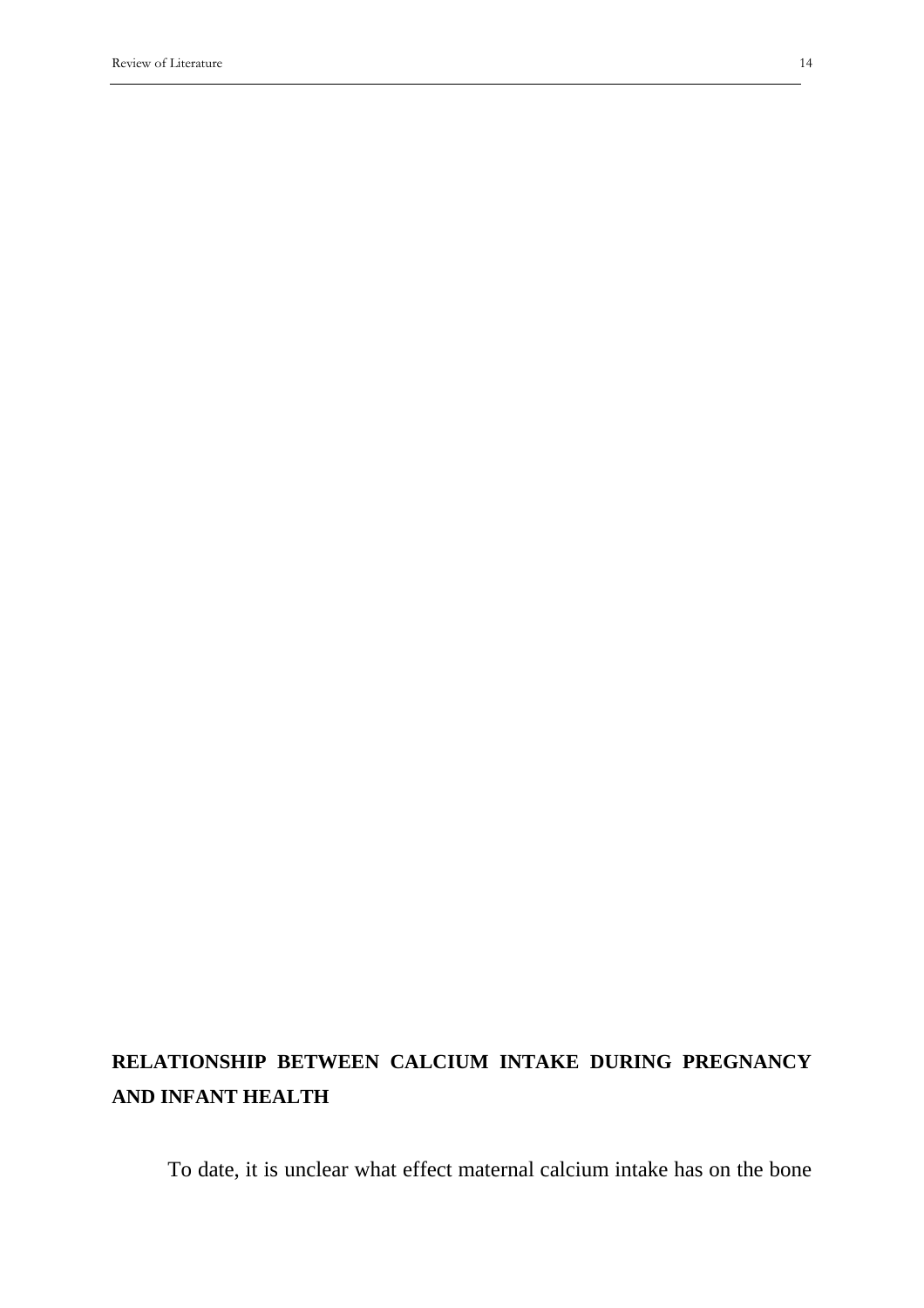## RELATIONSHIP BETWEEN CALCIUM INTAKE DURING PREGNANCY AND INFANT HEALTH

To date, it is unclear what effect maternal calcium intake has on the bone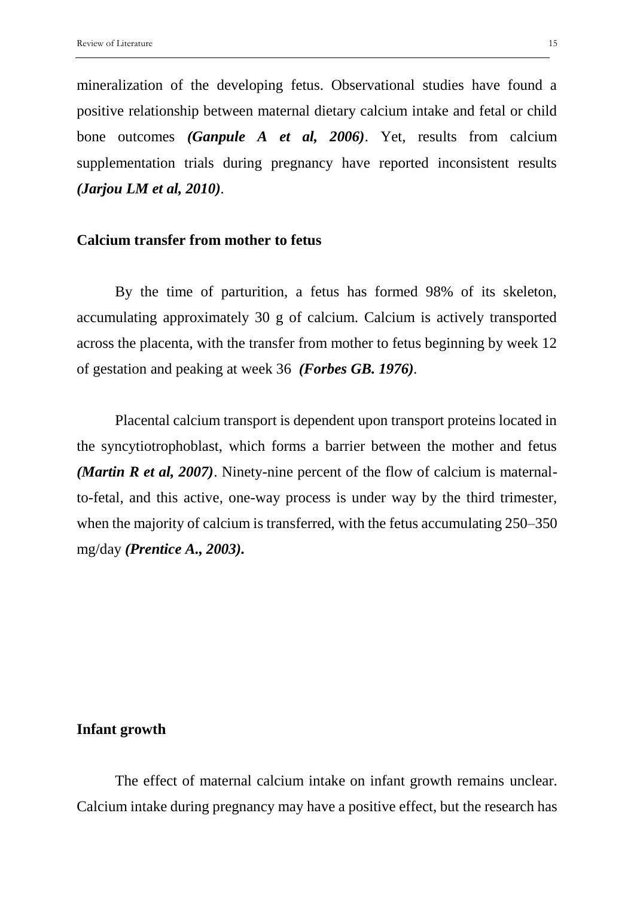mineralization of the developing fetus. Observational studies have found a positive relationship between maternal dietary calcium intake and fetal or child bone outcomes ***(Ganpule A et al, 2006)***. Yet, results from calcium supplementation trials during pregnancy have reported inconsistent results ***(Jarjou LM et al, 2010)***.

### Calcium transfer from mother to fetus

By the time of parturition, a fetus has formed 98% of its skeleton, accumulating approximately 30 g of calcium. Calcium is actively transported across the placenta, with the transfer from mother to fetus beginning by week 12 of gestation and peaking at week 36 ***(Forbes GB. 1976)***.

Placental calcium transport is dependent upon transport proteins located in the syncytiotrophoblast, which forms a barrier between the mother and fetus ***(Martin R et al, 2007)***. Ninety-nine percent of the flow of calcium is maternal-to-fetal, and this active, one-way process is under way by the third trimester, when the majority of calcium is transferred, with the fetus accumulating 250–350 mg/day ***(Prentice A., 2003).***

### Infant growth

The effect of maternal calcium intake on infant growth remains unclear. Calcium intake during pregnancy may have a positive effect, but the research has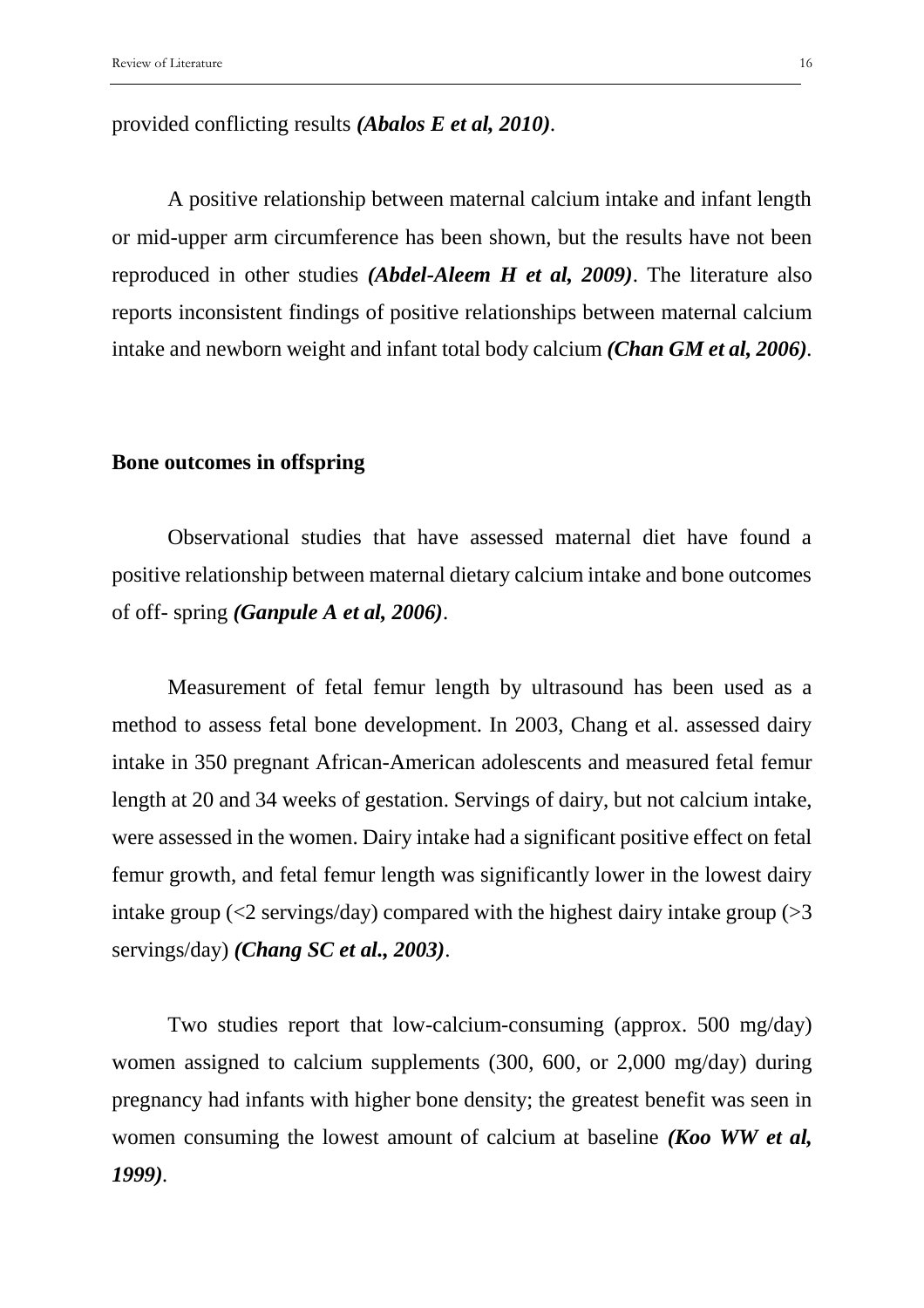provided conflicting results ***(Abalos E et al, 2010)***.

A positive relationship between maternal calcium intake and infant length or mid-upper arm circumference has been shown, but the results have not been reproduced in other studies ***(Abdel-Aleem H et al, 2009)***. The literature also reports inconsistent findings of positive relationships between maternal calcium intake and newborn weight and infant total body calcium ***(Chan GM et al, 2006)***.

**Bone outcomes in offspring**

Observational studies that have assessed maternal diet have found a positive relationship between maternal dietary calcium intake and bone outcomes of off- spring ***(Ganpule A et al, 2006)***.

Measurement of fetal femur length by ultrasound has been used as a method to assess fetal bone development. In 2003, Chang et al. assessed dairy intake in 350 pregnant African-American adolescents and measured fetal femur length at 20 and 34 weeks of gestation. Servings of dairy, but not calcium intake, were assessed in the women. Dairy intake had a significant positive effect on fetal femur growth, and fetal femur length was significantly lower in the lowest dairy intake group (<2 servings/day) compared with the highest dairy intake group (>3 servings/day) ***(Chang SC et al., 2003)***.

Two studies report that low-calcium-consuming (approx. 500 mg/day) women assigned to calcium supplements (300, 600, or 2,000 mg/day) during pregnancy had infants with higher bone density; the greatest benefit was seen in women consuming the lowest amount of calcium at baseline ***(Koo WW et al, 1999)***.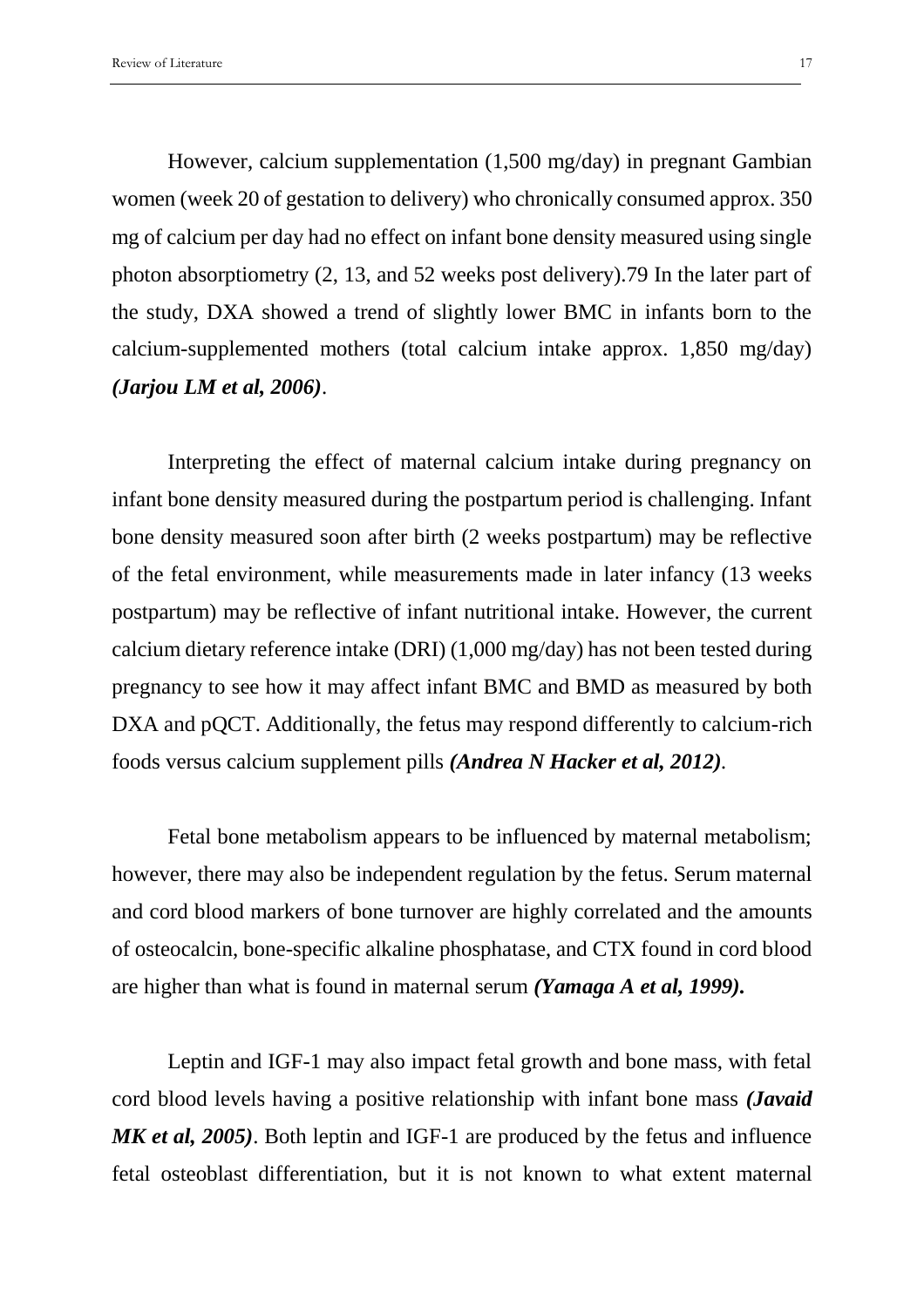However, calcium supplementation (1,500 mg/day) in pregnant Gambian women (week 20 of gestation to delivery) who chronically consumed approx. 350 mg of calcium per day had no effect on infant bone density measured using single photon absorptiometry (2, 13, and 52 weeks post delivery).79 In the later part of the study, DXA showed a trend of slightly lower BMC in infants born to the calcium-supplemented mothers (total calcium intake approx. 1,850 mg/day) ***(Jarjou LM et al, 2006)***.

Interpreting the effect of maternal calcium intake during pregnancy on infant bone density measured during the postpartum period is challenging. Infant bone density measured soon after birth (2 weeks postpartum) may be reflective of the fetal environment, while measurements made in later infancy (13 weeks postpartum) may be reflective of infant nutritional intake. However, the current calcium dietary reference intake (DRI) (1,000 mg/day) has not been tested during pregnancy to see how it may affect infant BMC and BMD as measured by both DXA and pQCT. Additionally, the fetus may respond differently to calcium-rich foods versus calcium supplement pills ***(Andrea N Hacker et al, 2012)***.

Fetal bone metabolism appears to be influenced by maternal metabolism; however, there may also be independent regulation by the fetus. Serum maternal and cord blood markers of bone turnover are highly correlated and the amounts of osteocalcin, bone-specific alkaline phosphatase, and CTX found in cord blood are higher than what is found in maternal serum ***(Yamaga A et al, 1999).***

Leptin and IGF-1 may also impact fetal growth and bone mass, with fetal cord blood levels having a positive relationship with infant bone mass ***(Javaid MK et al, 2005)***. Both leptin and IGF-1 are produced by the fetus and influence fetal osteoblast differentiation, but it is not known to what extent maternal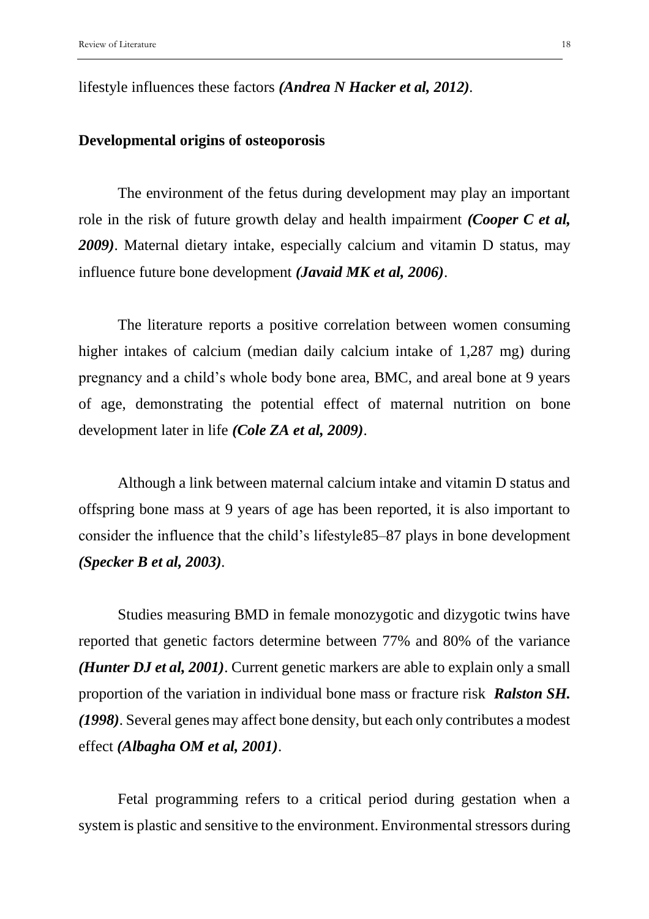lifestyle influences these factors ***(Andrea N Hacker et al, 2012)***.

## Developmental origins of osteoporosis

The environment of the fetus during development may play an important role in the risk of future growth delay and health impairment ***(Cooper C et al, 2009)***. Maternal dietary intake, especially calcium and vitamin D status, may influence future bone development ***(Javaid MK et al, 2006)***.

The literature reports a positive correlation between women consuming higher intakes of calcium (median daily calcium intake of 1,287 mg) during pregnancy and a child's whole body bone area, BMC, and areal bone at 9 years of age, demonstrating the potential effect of maternal nutrition on bone development later in life ***(Cole ZA et al, 2009)***.

Although a link between maternal calcium intake and vitamin D status and offspring bone mass at 9 years of age has been reported, it is also important to consider the influence that the child's lifestyle85–87 plays in bone development ***(Specker B et al, 2003)***.

Studies measuring BMD in female monozygotic and dizygotic twins have reported that genetic factors determine between 77% and 80% of the variance ***(Hunter DJ et al, 2001)***. Current genetic markers are able to explain only a small proportion of the variation in individual bone mass or fracture risk ***Ralston SH. (1998)***. Several genes may affect bone density, but each only contributes a modest effect ***(Albagha OM et al, 2001)***.

Fetal programming refers to a critical period during gestation when a system is plastic and sensitive to the environment. Environmental stressors during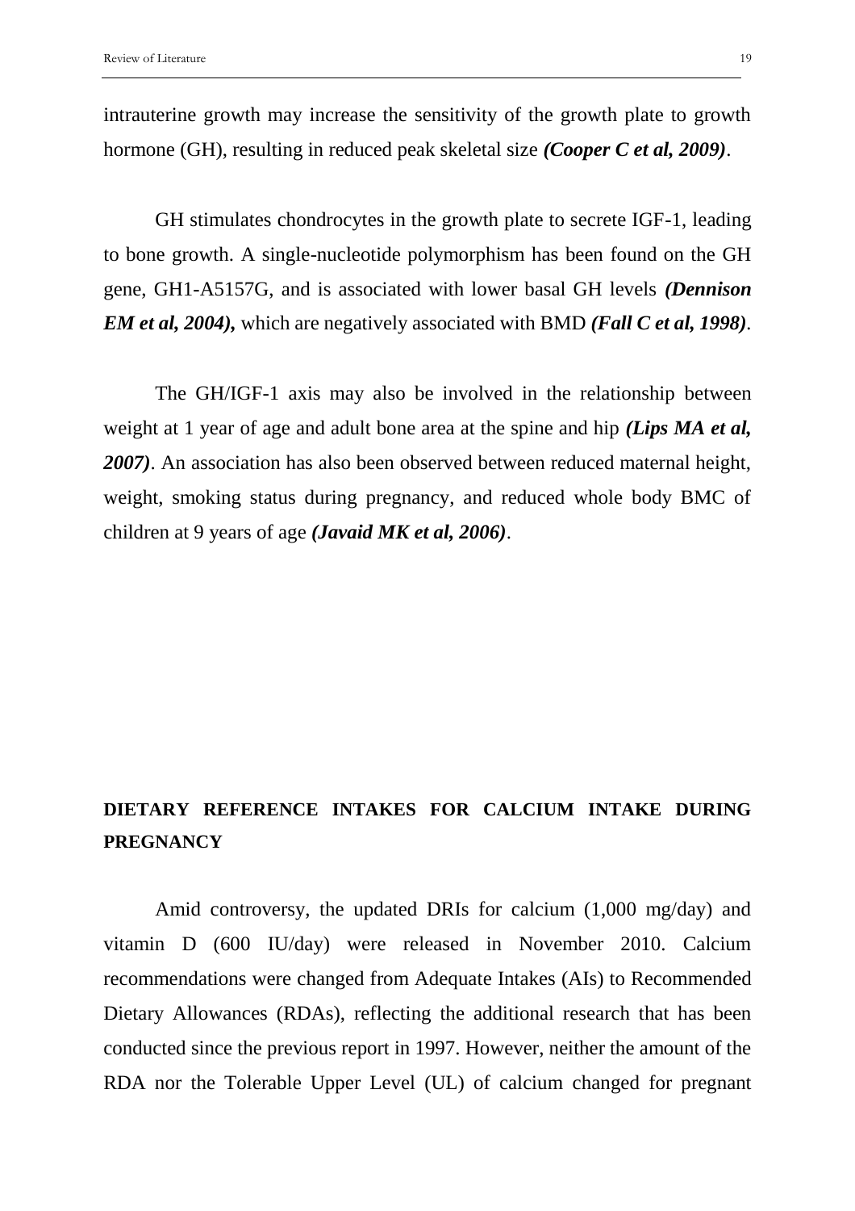intrauterine growth may increase the sensitivity of the growth plate to growth hormone (GH), resulting in reduced peak skeletal size ***(Cooper C et al, 2009)***.

GH stimulates chondrocytes in the growth plate to secrete IGF-1, leading to bone growth. A single-nucleotide polymorphism has been found on the GH gene, GH1-A5157G, and is associated with lower basal GH levels ***(Dennison EM et al, 2004),*** which are negatively associated with BMD ***(Fall C et al, 1998)***.

The GH/IGF-1 axis may also be involved in the relationship between weight at 1 year of age and adult bone area at the spine and hip ***(Lips MA et al, 2007)***. An association has also been observed between reduced maternal height, weight, smoking status during pregnancy, and reduced whole body BMC of children at 9 years of age ***(Javaid MK et al, 2006)***.

## DIETARY REFERENCE INTAKES FOR CALCIUM INTAKE DURING PREGNANCY

Amid controversy, the updated DRIs for calcium (1,000 mg/day) and vitamin D (600 IU/day) were released in November 2010. Calcium recommendations were changed from Adequate Intakes (AIs) to Recommended Dietary Allowances (RDAs), reflecting the additional research that has been conducted since the previous report in 1997. However, neither the amount of the RDA nor the Tolerable Upper Level (UL) of calcium changed for pregnant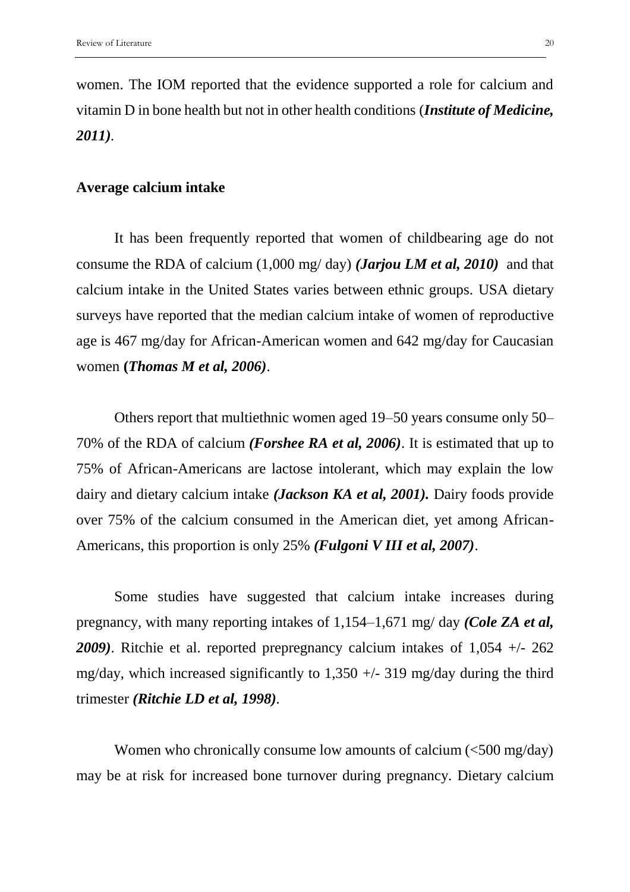women. The IOM reported that the evidence supported a role for calcium and vitamin D in bone health but not in other health conditions (***Institute of Medicine, 2011)***.

## Average calcium intake

It has been frequently reported that women of childbearing age do not consume the RDA of calcium (1,000 mg/ day) ***(Jarjou LM et al, 2010)*** and that calcium intake in the United States varies between ethnic groups. USA dietary surveys have reported that the median calcium intake of women of reproductive age is 467 mg/day for African-American women and 642 mg/day for Caucasian women **(*Thomas M et al, 2006)***.

Others report that multiethnic women aged 19–50 years consume only 50–70% of the RDA of calcium ***(Forshee RA et al, 2006)***. It is estimated that up to 75% of African-Americans are lactose intolerant, which may explain the low dairy and dietary calcium intake ***(Jackson KA et al, 2001).*** Dairy foods provide over 75% of the calcium consumed in the American diet, yet among African-Americans, this proportion is only 25% ***(Fulgoni V III et al, 2007)***.

Some studies have suggested that calcium intake increases during pregnancy, with many reporting intakes of 1,154–1,671 mg/ day ***(Cole ZA et al, 2009)***. Ritchie et al. reported prepregnancy calcium intakes of 1,054 +/- 262 mg/day, which increased significantly to 1,350 +/- 319 mg/day during the third trimester ***(Ritchie LD et al, 1998)***.

Women who chronically consume low amounts of calcium (<500 mg/day) may be at risk for increased bone turnover during pregnancy. Dietary calcium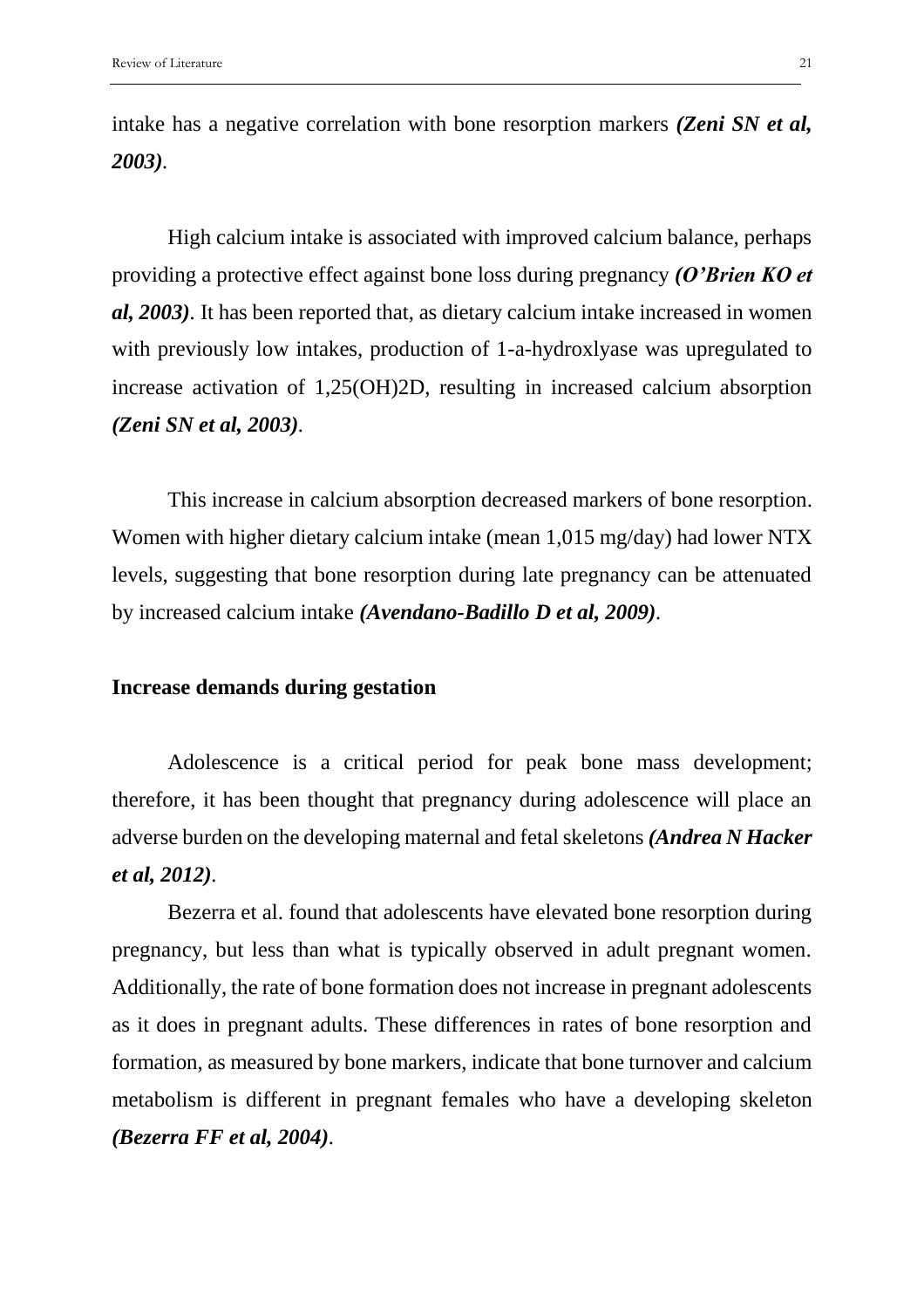intake has a negative correlation with bone resorption markers ***(Zeni SN et al, 2003)***.

High calcium intake is associated with improved calcium balance, perhaps providing a protective effect against bone loss during pregnancy ***(O'Brien KO et al, 2003)***. It has been reported that, as dietary calcium intake increased in women with previously low intakes, production of 1-a-hydroxlyase was upregulated to increase activation of 1,25(OH)2D, resulting in increased calcium absorption ***(Zeni SN et al, 2003)***.

This increase in calcium absorption decreased markers of bone resorption. Women with higher dietary calcium intake (mean 1,015 mg/day) had lower NTX levels, suggesting that bone resorption during late pregnancy can be attenuated by increased calcium intake ***(Avendano-Badillo D et al, 2009)***.

**Increase demands during gestation**

Adolescence is a critical period for peak bone mass development; therefore, it has been thought that pregnancy during adolescence will place an adverse burden on the developing maternal and fetal skeletons ***(Andrea N Hacker et al, 2012)***.

Bezerra et al. found that adolescents have elevated bone resorption during pregnancy, but less than what is typically observed in adult pregnant women. Additionally, the rate of bone formation does not increase in pregnant adolescents as it does in pregnant adults. These differences in rates of bone resorption and formation, as measured by bone markers, indicate that bone turnover and calcium metabolism is different in pregnant females who have a developing skeleton ***(Bezerra FF et al, 2004)***.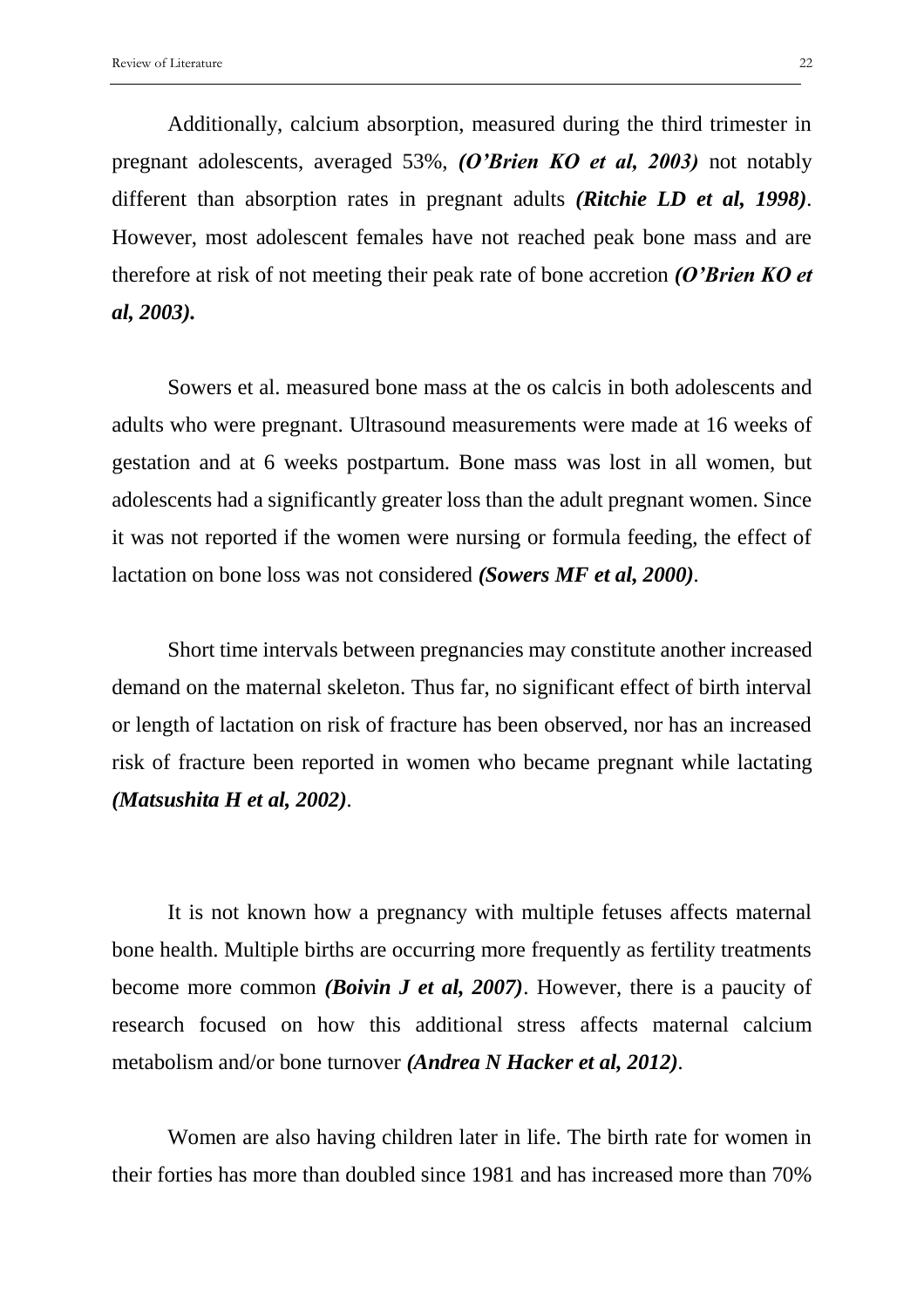Additionally, calcium absorption, measured during the third trimester in pregnant adolescents, averaged 53%, ***(O'Brien KO et al, 2003)*** not notably different than absorption rates in pregnant adults ***(Ritchie LD et al, 1998)***. However, most adolescent females have not reached peak bone mass and are therefore at risk of not meeting their peak rate of bone accretion ***(O'Brien KO et al, 2003).***

Sowers et al. measured bone mass at the os calcis in both adolescents and adults who were pregnant. Ultrasound measurements were made at 16 weeks of gestation and at 6 weeks postpartum. Bone mass was lost in all women, but adolescents had a significantly greater loss than the adult pregnant women. Since it was not reported if the women were nursing or formula feeding, the effect of lactation on bone loss was not considered ***(Sowers MF et al, 2000)***.

Short time intervals between pregnancies may constitute another increased demand on the maternal skeleton. Thus far, no significant effect of birth interval or length of lactation on risk of fracture has been observed, nor has an increased risk of fracture been reported in women who became pregnant while lactating ***(Matsushita H et al, 2002)***.

It is not known how a pregnancy with multiple fetuses affects maternal bone health. Multiple births are occurring more frequently as fertility treatments become more common ***(Boivin J et al, 2007)***. However, there is a paucity of research focused on how this additional stress affects maternal calcium metabolism and/or bone turnover ***(Andrea N Hacker et al, 2012)***.

Women are also having children later in life. The birth rate for women in their forties has more than doubled since 1981 and has increased more than 70%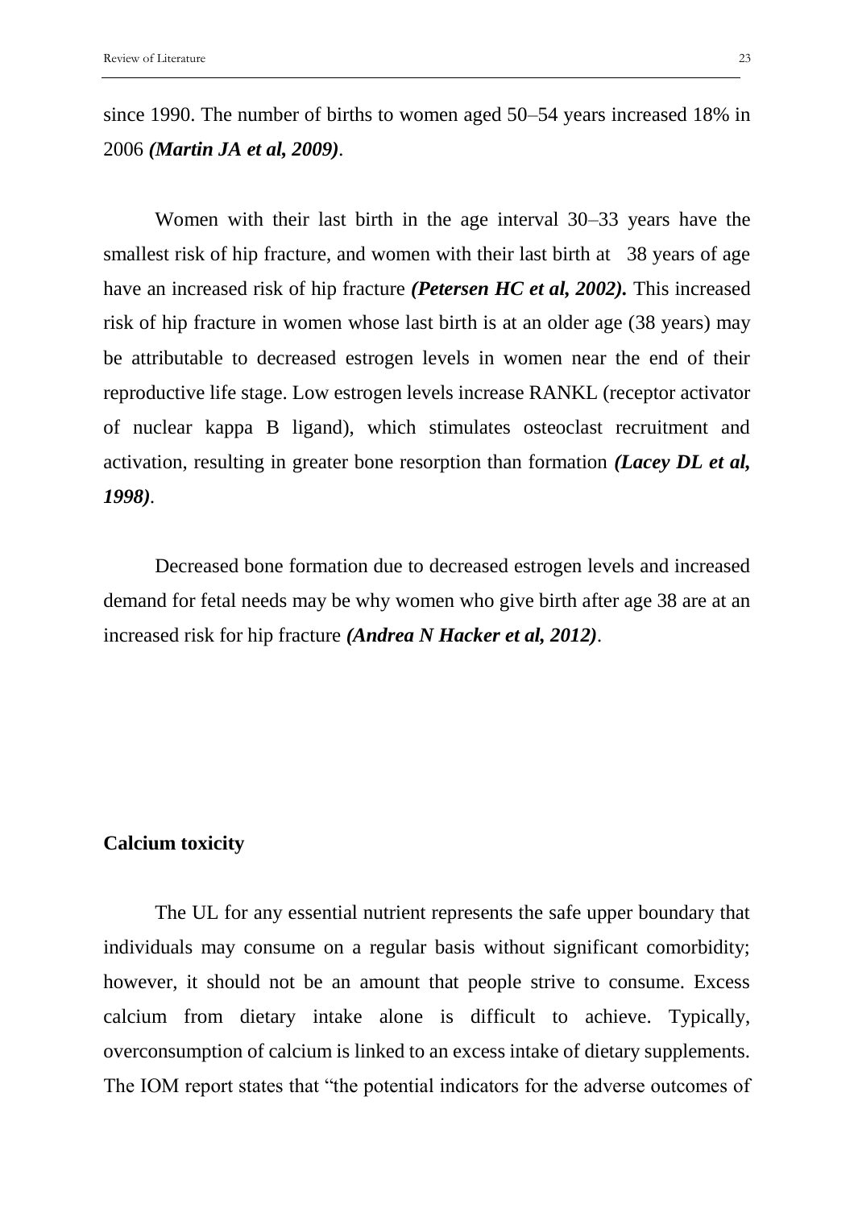since 1990. The number of births to women aged 50–54 years increased 18% in 2006 ***(Martin JA et al, 2009)***.

Women with their last birth in the age interval 30–33 years have the smallest risk of hip fracture, and women with their last birth at 38 years of age have an increased risk of hip fracture ***(Petersen HC et al, 2002).*** This increased risk of hip fracture in women whose last birth is at an older age (38 years) may be attributable to decreased estrogen levels in women near the end of their reproductive life stage. Low estrogen levels increase RANKL (receptor activator of nuclear kappa B ligand), which stimulates osteoclast recruitment and activation, resulting in greater bone resorption than formation ***(Lacey DL et al, 1998)***.

Decreased bone formation due to decreased estrogen levels and increased demand for fetal needs may be why women who give birth after age 38 are at an increased risk for hip fracture ***(Andrea N Hacker et al, 2012)***.

**Calcium toxicity**

The UL for any essential nutrient represents the safe upper boundary that individuals may consume on a regular basis without significant comorbidity; however, it should not be an amount that people strive to consume. Excess calcium from dietary intake alone is difficult to achieve. Typically, overconsumption of calcium is linked to an excess intake of dietary supplements. The IOM report states that "the potential indicators for the adverse outcomes of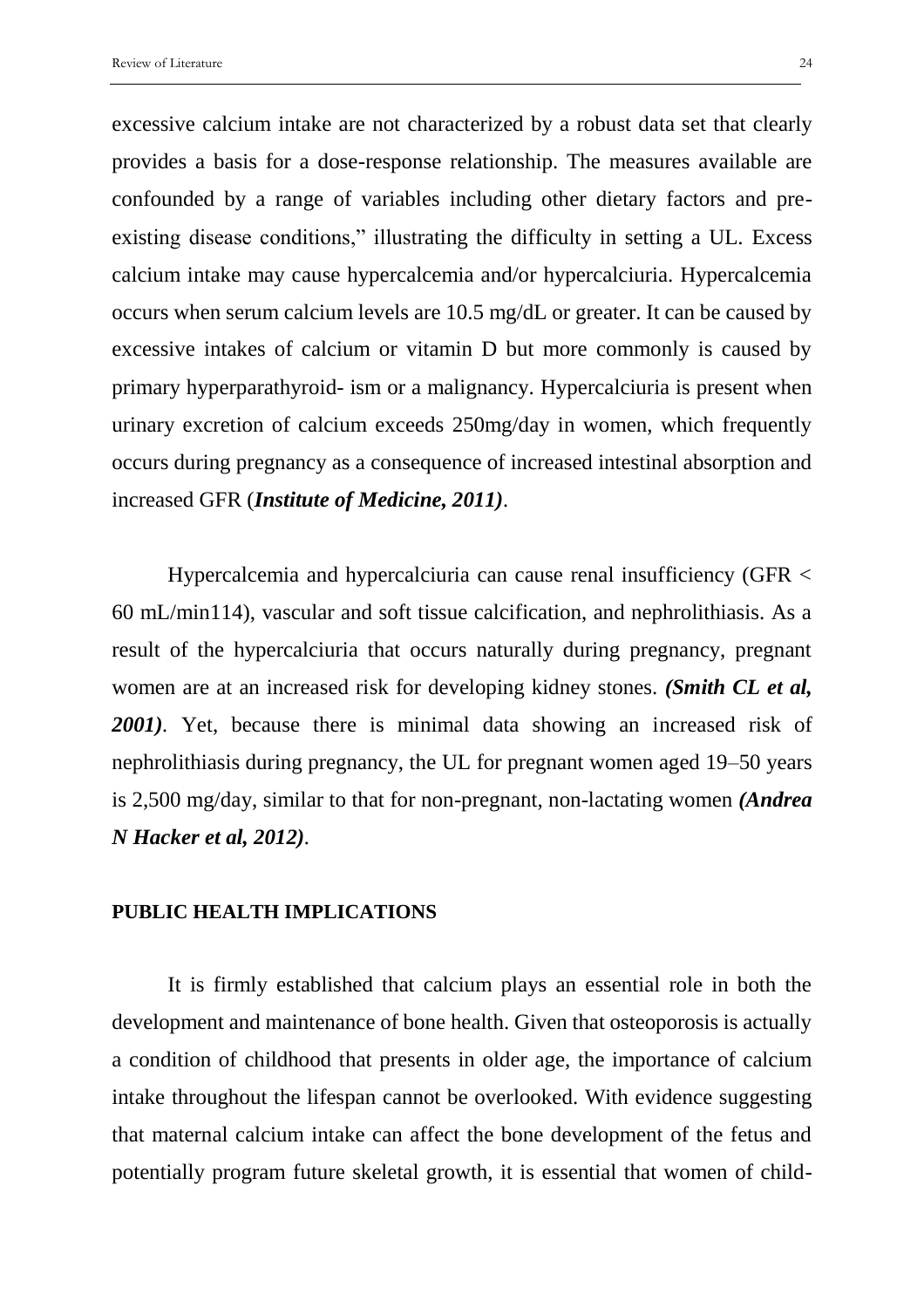excessive calcium intake are not characterized by a robust data set that clearly provides a basis for a dose-response relationship. The measures available are confounded by a range of variables including other dietary factors and pre-existing disease conditions," illustrating the difficulty in setting a UL. Excess calcium intake may cause hypercalcemia and/or hypercalciuria. Hypercalcemia occurs when serum calcium levels are 10.5 mg/dL or greater. It can be caused by excessive intakes of calcium or vitamin D but more commonly is caused by primary hyperparathyroid- ism or a malignancy. Hypercalciuria is present when urinary excretion of calcium exceeds 250mg/day in women, which frequently occurs during pregnancy as a consequence of increased intestinal absorption and increased GFR (***Institute of Medicine, 2011)***.

Hypercalcemia and hypercalciuria can cause renal insufficiency (GFR < 60 mL/min114), vascular and soft tissue calcification, and nephrolithiasis. As a result of the hypercalciuria that occurs naturally during pregnancy, pregnant women are at an increased risk for developing kidney stones. ***(Smith CL et al, 2001)***. Yet, because there is minimal data showing an increased risk of nephrolithiasis during pregnancy, the UL for pregnant women aged 19–50 years is 2,500 mg/day, similar to that for non-pregnant, non-lactating women ***(Andrea N Hacker et al, 2012)***.

## PUBLIC HEALTH IMPLICATIONS

It is firmly established that calcium plays an essential role in both the development and maintenance of bone health. Given that osteoporosis is actually a condition of childhood that presents in older age, the importance of calcium intake throughout the lifespan cannot be overlooked. With evidence suggesting that maternal calcium intake can affect the bone development of the fetus and potentially program future skeletal growth, it is essential that women of child-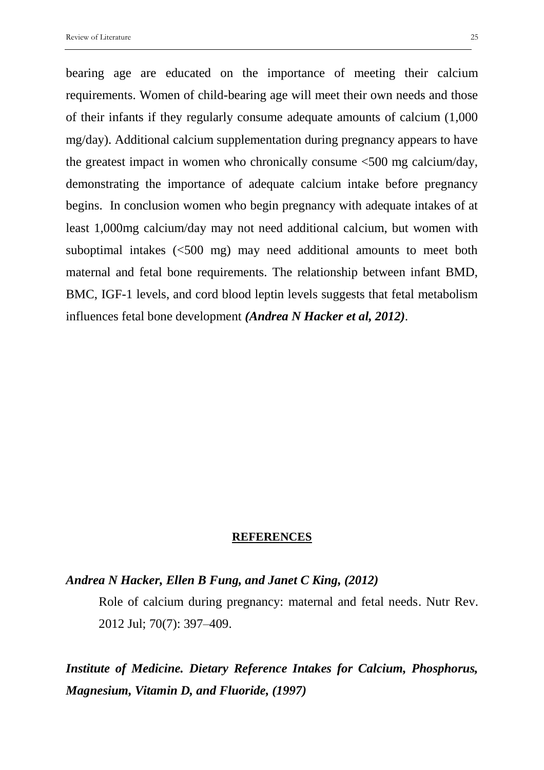bearing age are educated on the importance of meeting their calcium requirements. Women of child-bearing age will meet their own needs and those of their infants if they regularly consume adequate amounts of calcium (1,000 mg/day). Additional calcium supplementation during pregnancy appears to have the greatest impact in women who chronically consume <500 mg calcium/day, demonstrating the importance of adequate calcium intake before pregnancy begins. In conclusion women who begin pregnancy with adequate intakes of at least 1,000mg calcium/day may not need additional calcium, but women with suboptimal intakes (<500 mg) may need additional amounts to meet both maternal and fetal bone requirements. The relationship between infant BMD, BMC, IGF-1 levels, and cord blood leptin levels suggests that fetal metabolism influences fetal bone development ***(Andrea N Hacker et al, 2012)***.

## REFERENCES

***Andrea N Hacker, Ellen B Fung, and Janet C King, (2012)***

Role of calcium during pregnancy: maternal and fetal needs. Nutr Rev. 2012 Jul; 70(7): 397–409.

***Institute of Medicine. Dietary Reference Intakes for Calcium, Phosphorus, Magnesium, Vitamin D, and Fluoride, (1997)***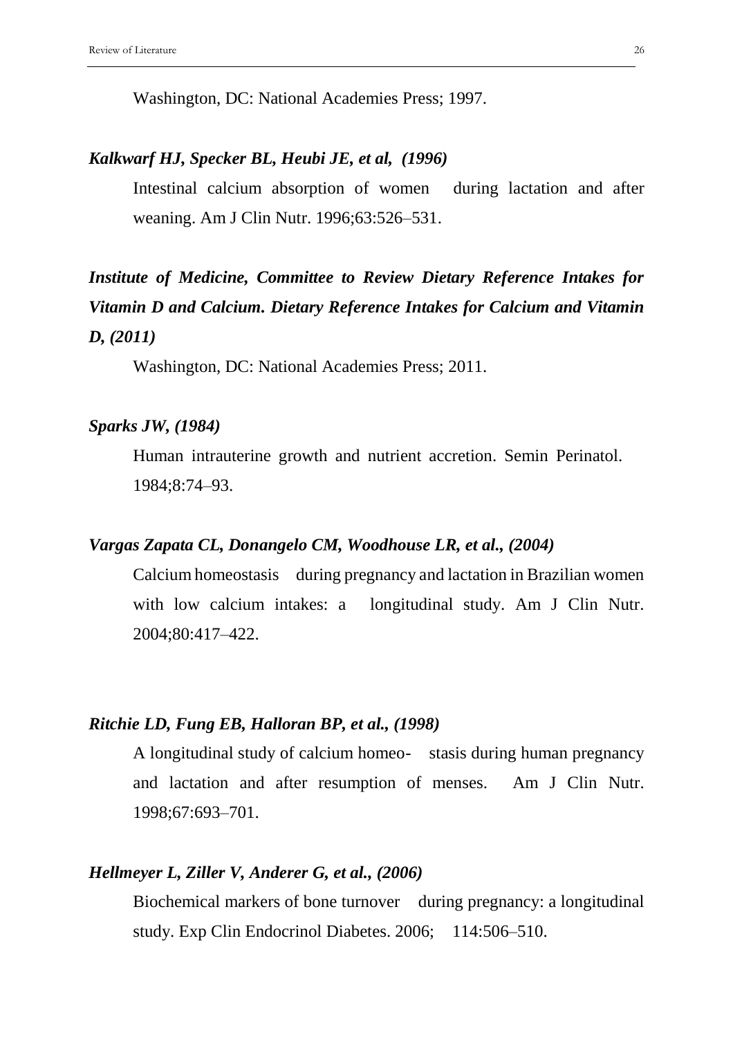Washington, DC: National Academies Press; 1997.

***Kalkwarf HJ, Specker BL, Heubi JE, et al, (1996)***

Intestinal calcium absorption of women during lactation and after weaning. Am J Clin Nutr. 1996;63:526–531.

***Institute of Medicine, Committee to Review Dietary Reference Intakes for Vitamin D and Calcium. Dietary Reference Intakes for Calcium and Vitamin D, (2011)***

Washington, DC: National Academies Press; 2011.

***Sparks JW, (1984)***

Human intrauterine growth and nutrient accretion. Semin Perinatol. 1984;8:74–93.

***Vargas Zapata CL, Donangelo CM, Woodhouse LR, et al., (2004)***

Calcium homeostasis during pregnancy and lactation in Brazilian women with low calcium intakes: a longitudinal study. Am J Clin Nutr. 2004;80:417–422.

***Ritchie LD, Fung EB, Halloran BP, et al., (1998)***

A longitudinal study of calcium homeo- stasis during human pregnancy and lactation and after resumption of menses. Am J Clin Nutr. 1998;67:693–701.

***Hellmeyer L, Ziller V, Anderer G, et al., (2006)***

Biochemical markers of bone turnover during pregnancy: a longitudinal study. Exp Clin Endocrinol Diabetes. 2006; 114:506–510.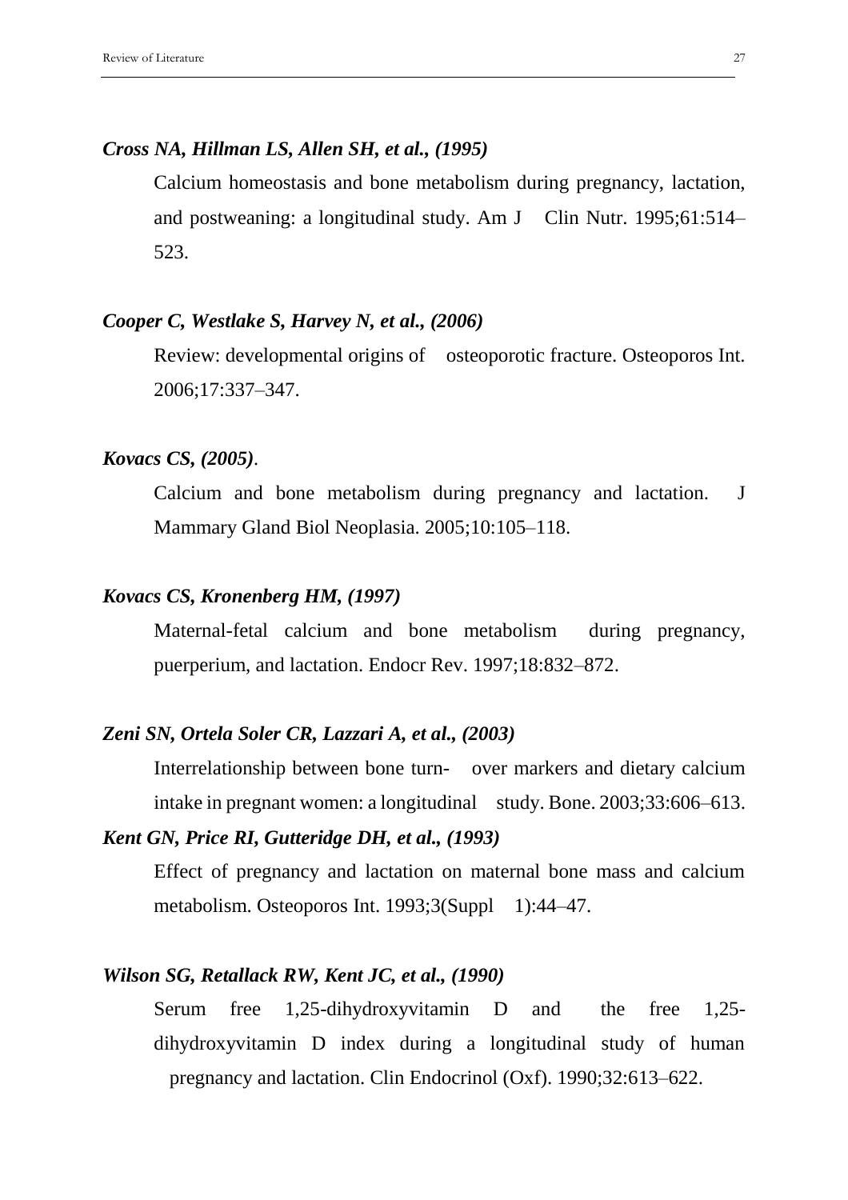***Cross NA, Hillman LS, Allen SH, et al., (1995)***

Calcium homeostasis and bone metabolism during pregnancy, lactation, and postweaning: a longitudinal study. Am J Clin Nutr. 1995;61:514–523.

***Cooper C, Westlake S, Harvey N, et al., (2006)***

Review: developmental origins of osteoporotic fracture. Osteoporos Int. 2006;17:337–347.

***Kovacs CS, (2005)***.

Calcium and bone metabolism during pregnancy and lactation. J Mammary Gland Biol Neoplasia. 2005;10:105–118.

***Kovacs CS, Kronenberg HM, (1997)***

Maternal-fetal calcium and bone metabolism during pregnancy, puerperium, and lactation. Endocr Rev. 1997;18:832–872.

***Zeni SN, Ortela Soler CR, Lazzari A, et al., (2003)***

Interrelationship between bone turn- over markers and dietary calcium intake in pregnant women: a longitudinal study. Bone. 2003;33:606–613.

***Kent GN, Price RI, Gutteridge DH, et al., (1993)***

Effect of pregnancy and lactation on maternal bone mass and calcium metabolism. Osteoporos Int. 1993;3(Suppl 1):44–47.

***Wilson SG, Retallack RW, Kent JC, et al., (1990)***

Serum free 1,25-dihydroxyvitamin D and the free 1,25-dihydroxyvitamin D index during a longitudinal study of human pregnancy and lactation. Clin Endocrinol (Oxf). 1990;32:613–622.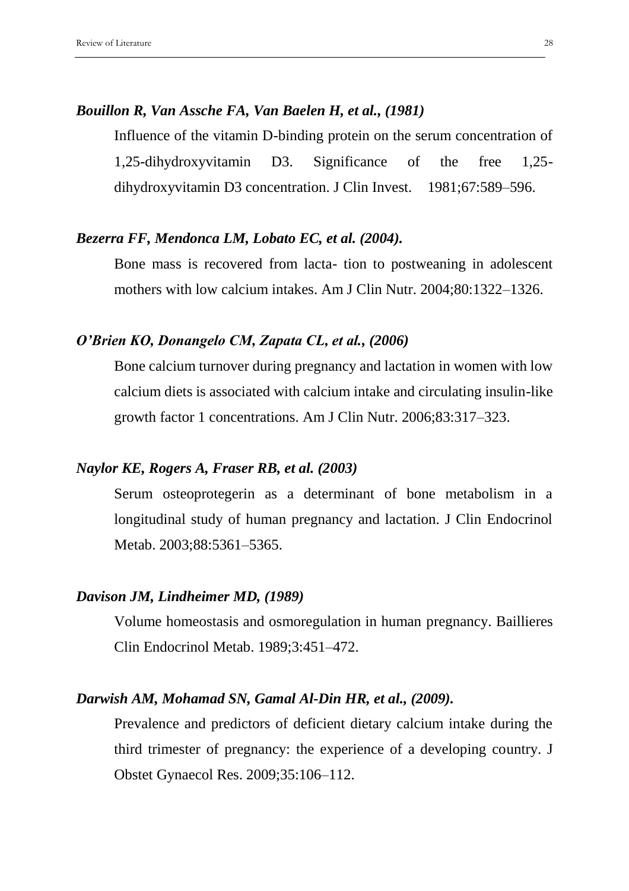***Bouillon R, Van Assche FA, Van Baelen H, et al., (1981)***

Influence of the vitamin D-binding protein on the serum concentration of 1,25-dihydroxyvitamin D3. Significance of the free 1,25-dihydroxyvitamin D3 concentration. J Clin Invest. 1981;67:589–596.

***Bezerra FF, Mendonca LM, Lobato EC, et al. (2004).***

Bone mass is recovered from lacta- tion to postweaning in adolescent mothers with low calcium intakes. Am J Clin Nutr. 2004;80:1322–1326.

***O'Brien KO, Donangelo CM, Zapata CL, et al., (2006)***

Bone calcium turnover during pregnancy and lactation in women with low calcium diets is associated with calcium intake and circulating insulin-like growth factor 1 concentrations. Am J Clin Nutr. 2006;83:317–323.

***Naylor KE, Rogers A, Fraser RB, et al. (2003)***

Serum osteoprotegerin as a determinant of bone metabolism in a longitudinal study of human pregnancy and lactation. J Clin Endocrinol Metab. 2003;88:5361–5365.

***Davison JM, Lindheimer MD, (1989)***

Volume homeostasis and osmoregulation in human pregnancy. Baillieres Clin Endocrinol Metab. 1989;3:451–472.

***Darwish AM, Mohamad SN, Gamal Al-Din HR, et al., (2009).***

Prevalence and predictors of deficient dietary calcium intake during the third trimester of pregnancy: the experience of a developing country. J Obstet Gynaecol Res. 2009;35:106–112.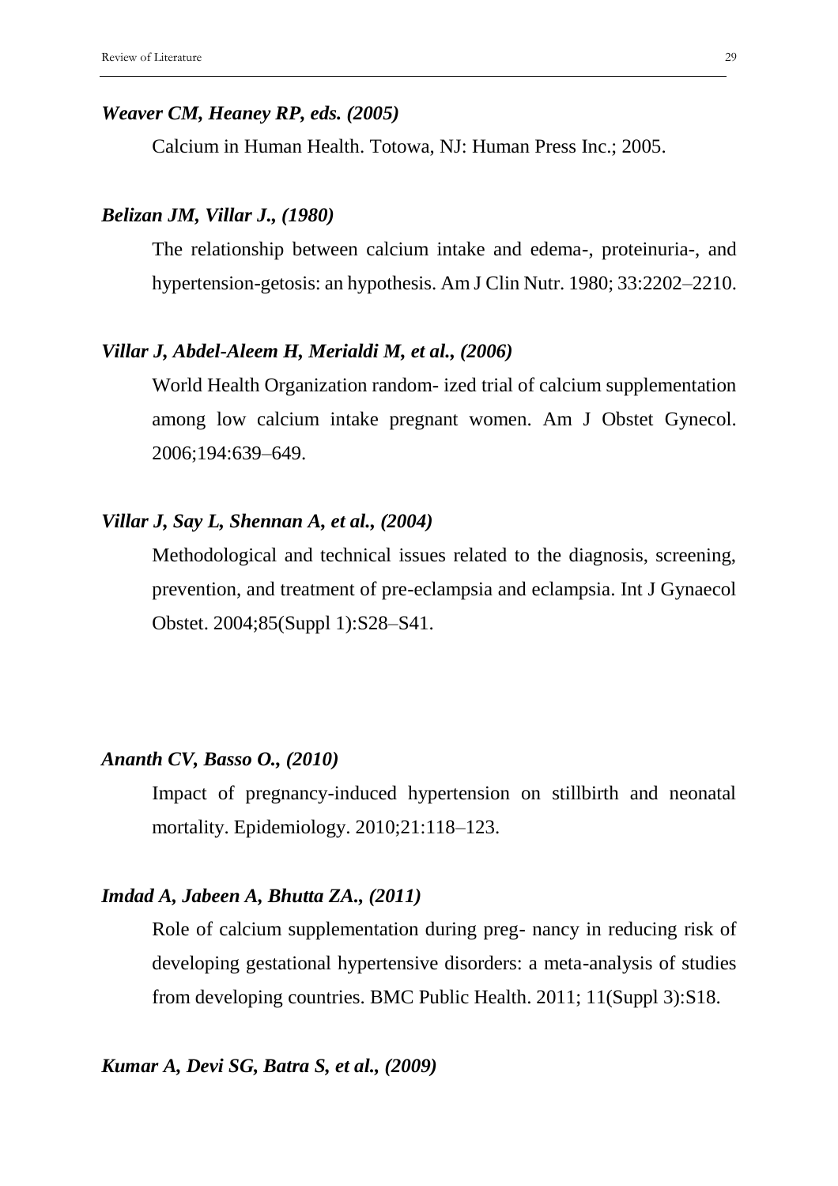***Weaver CM, Heaney RP, eds. (2005)***

Calcium in Human Health. Totowa, NJ: Human Press Inc.; 2005.

***Belizan JM, Villar J., (1980)***

The relationship between calcium intake and edema-, proteinuria-, and hypertension-getosis: an hypothesis. Am J Clin Nutr. 1980; 33:2202–2210.

***Villar J, Abdel-Aleem H, Merialdi M, et al., (2006)***

World Health Organization random- ized trial of calcium supplementation among low calcium intake pregnant women. Am J Obstet Gynecol. 2006;194:639–649.

***Villar J, Say L, Shennan A, et al., (2004)***

Methodological and technical issues related to the diagnosis, screening, prevention, and treatment of pre-eclampsia and eclampsia. Int J Gynaecol Obstet. 2004;85(Suppl 1):S28–S41.

***Ananth CV, Basso O., (2010)***

Impact of pregnancy-induced hypertension on stillbirth and neonatal mortality. Epidemiology. 2010;21:118–123.

***Imdad A, Jabeen A, Bhutta ZA., (2011)***

Role of calcium supplementation during preg- nancy in reducing risk of developing gestational hypertensive disorders: a meta-analysis of studies from developing countries. BMC Public Health. 2011; 11(Suppl 3):S18.

***Kumar A, Devi SG, Batra S, et al., (2009)***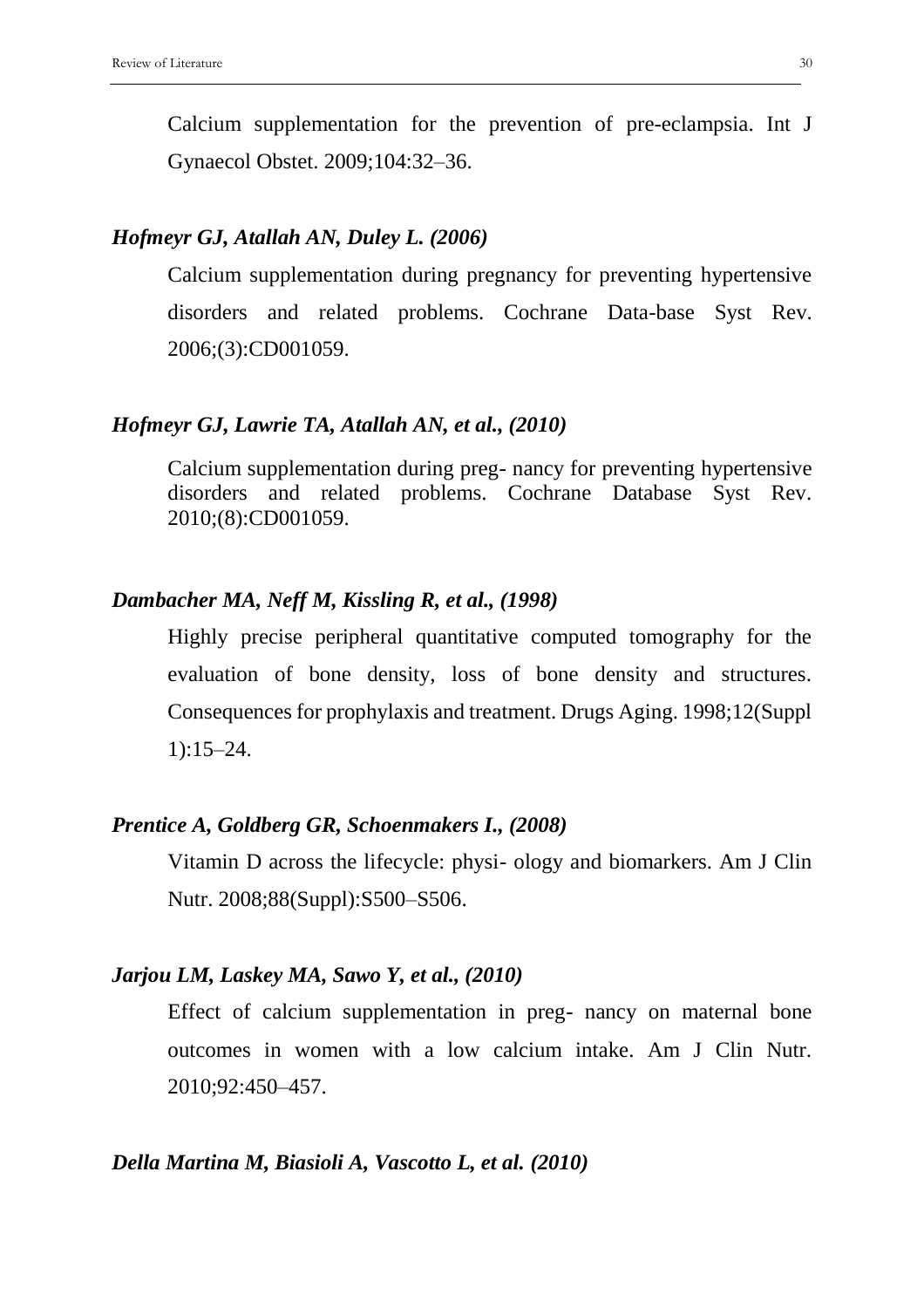Calcium supplementation for the prevention of pre-eclampsia. Int J Gynaecol Obstet. 2009;104:32–36.

***Hofmeyr GJ, Atallah AN, Duley L. (2006)***

Calcium supplementation during pregnancy for preventing hypertensive disorders and related problems. Cochrane Data-base Syst Rev. 2006;(3):CD001059.

***Hofmeyr GJ, Lawrie TA, Atallah AN, et al., (2010)***

Calcium supplementation during preg- nancy for preventing hypertensive disorders and related problems. Cochrane Database Syst Rev. 2010;(8):CD001059.

***Dambacher MA, Neff M, Kissling R, et al., (1998)***

Highly precise peripheral quantitative computed tomography for the evaluation of bone density, loss of bone density and structures. Consequences for prophylaxis and treatment. Drugs Aging. 1998;12(Suppl 1):15–24.

***Prentice A, Goldberg GR, Schoenmakers I., (2008)***

Vitamin D across the lifecycle: physi- ology and biomarkers. Am J Clin Nutr. 2008;88(Suppl):S500–S506.

***Jarjou LM, Laskey MA, Sawo Y, et al., (2010)***

Effect of calcium supplementation in preg- nancy on maternal bone outcomes in women with a low calcium intake. Am J Clin Nutr. 2010;92:450–457.

***Della Martina M, Biasioli A, Vascotto L, et al. (2010)***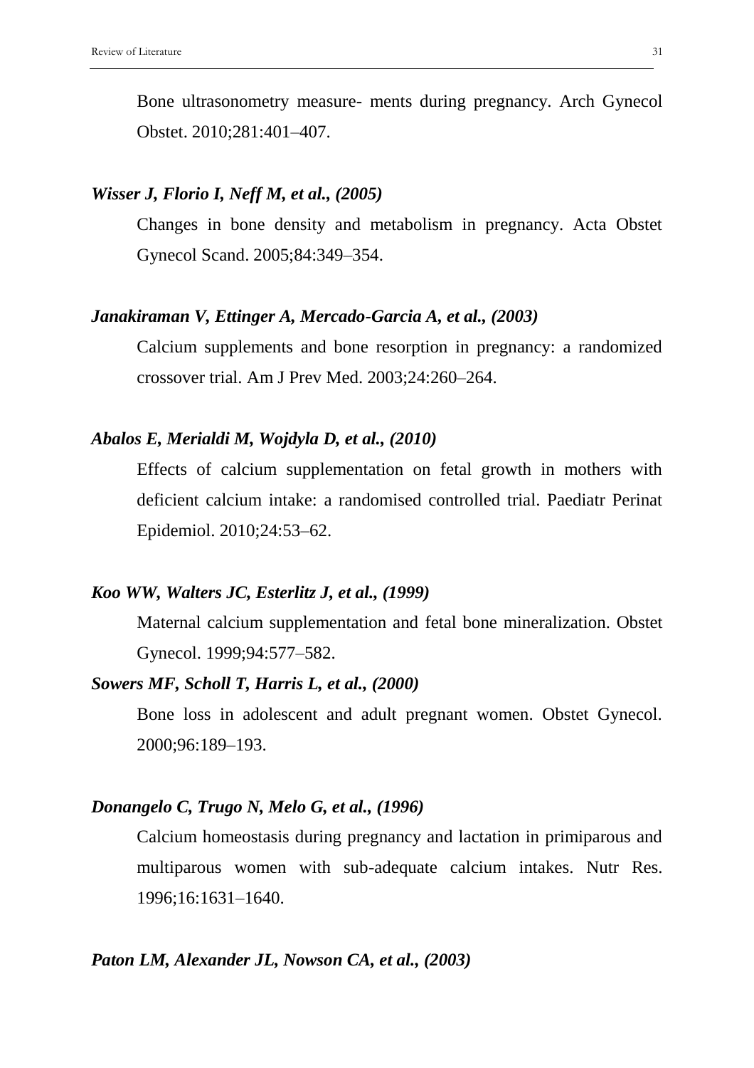Bone ultrasonometry measure- ments during pregnancy. Arch Gynecol Obstet. 2010;281:401–407.

***Wisser J, Florio I, Neff M, et al., (2005)***

Changes in bone density and metabolism in pregnancy. Acta Obstet Gynecol Scand. 2005;84:349–354.

***Janakiraman V, Ettinger A, Mercado-Garcia A, et al., (2003)***

Calcium supplements and bone resorption in pregnancy: a randomized crossover trial. Am J Prev Med. 2003;24:260–264.

***Abalos E, Merialdi M, Wojdyla D, et al., (2010)***

Effects of calcium supplementation on fetal growth in mothers with deficient calcium intake: a randomised controlled trial. Paediatr Perinat Epidemiol. 2010;24:53–62.

***Koo WW, Walters JC, Esterlitz J, et al., (1999)***

Maternal calcium supplementation and fetal bone mineralization. Obstet Gynecol. 1999;94:577–582.

***Sowers MF, Scholl T, Harris L, et al., (2000)***

Bone loss in adolescent and adult pregnant women. Obstet Gynecol. 2000;96:189–193.

***Donangelo C, Trugo N, Melo G, et al., (1996)***

Calcium homeostasis during pregnancy and lactation in primiparous and multiparous women with sub-adequate calcium intakes. Nutr Res. 1996;16:1631–1640.

***Paton LM, Alexander JL, Nowson CA, et al., (2003)***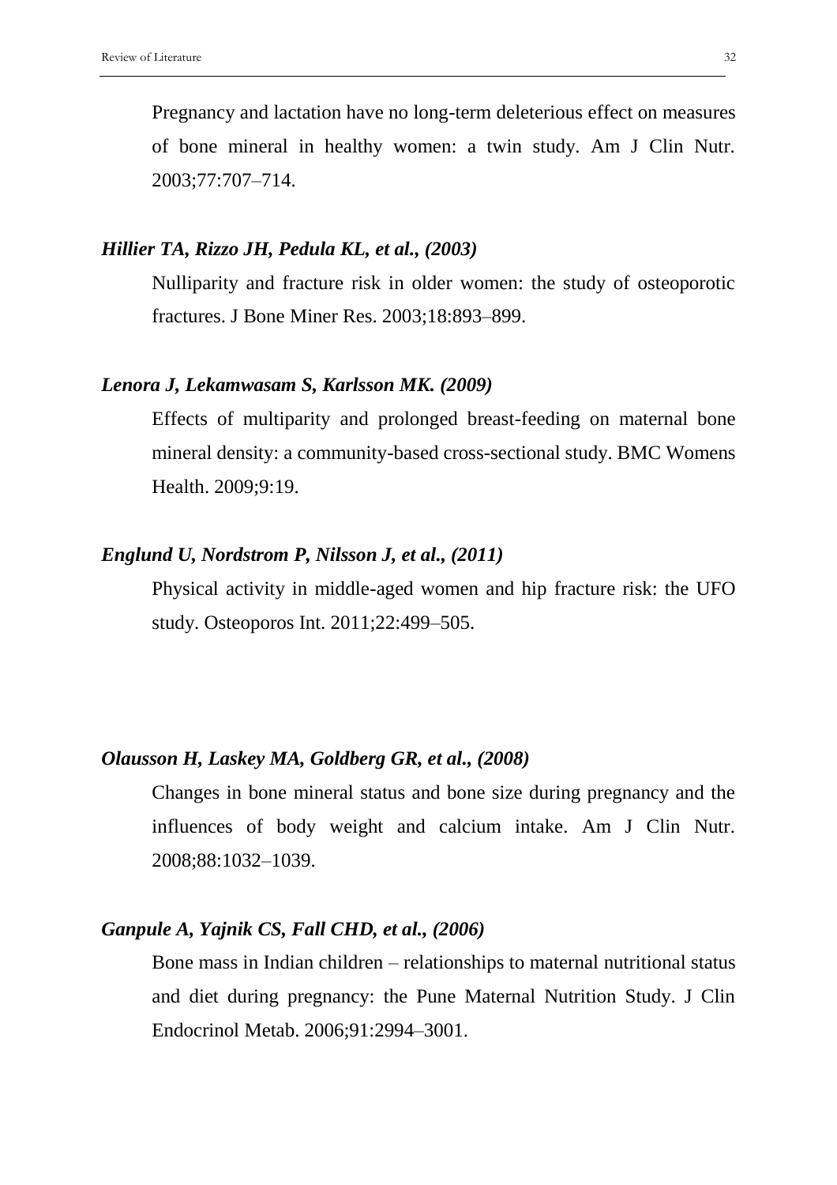Pregnancy and lactation have no long-term deleterious effect on measures of bone mineral in healthy women: a twin study. Am J Clin Nutr. 2003;77:707–714.

***Hillier TA, Rizzo JH, Pedula KL, et al., (2003)***

Nulliparity and fracture risk in older women: the study of osteoporotic fractures. J Bone Miner Res. 2003;18:893–899.

***Lenora J, Lekamwasam S, Karlsson MK. (2009)***

Effects of multiparity and prolonged breast-feeding on maternal bone mineral density: a community-based cross-sectional study. BMC Womens Health. 2009;9:19.

***Englund U, Nordstrom P, Nilsson J, et al., (2011)***

Physical activity in middle-aged women and hip fracture risk: the UFO study. Osteoporos Int. 2011;22:499–505.

***Olausson H, Laskey MA, Goldberg GR, et al., (2008)***

Changes in bone mineral status and bone size during pregnancy and the influences of body weight and calcium intake. Am J Clin Nutr. 2008;88:1032–1039.

***Ganpule A, Yajnik CS, Fall CHD, et al., (2006)***

Bone mass in Indian children – relationships to maternal nutritional status and diet during pregnancy: the Pune Maternal Nutrition Study. J Clin Endocrinol Metab. 2006;91:2994–3001.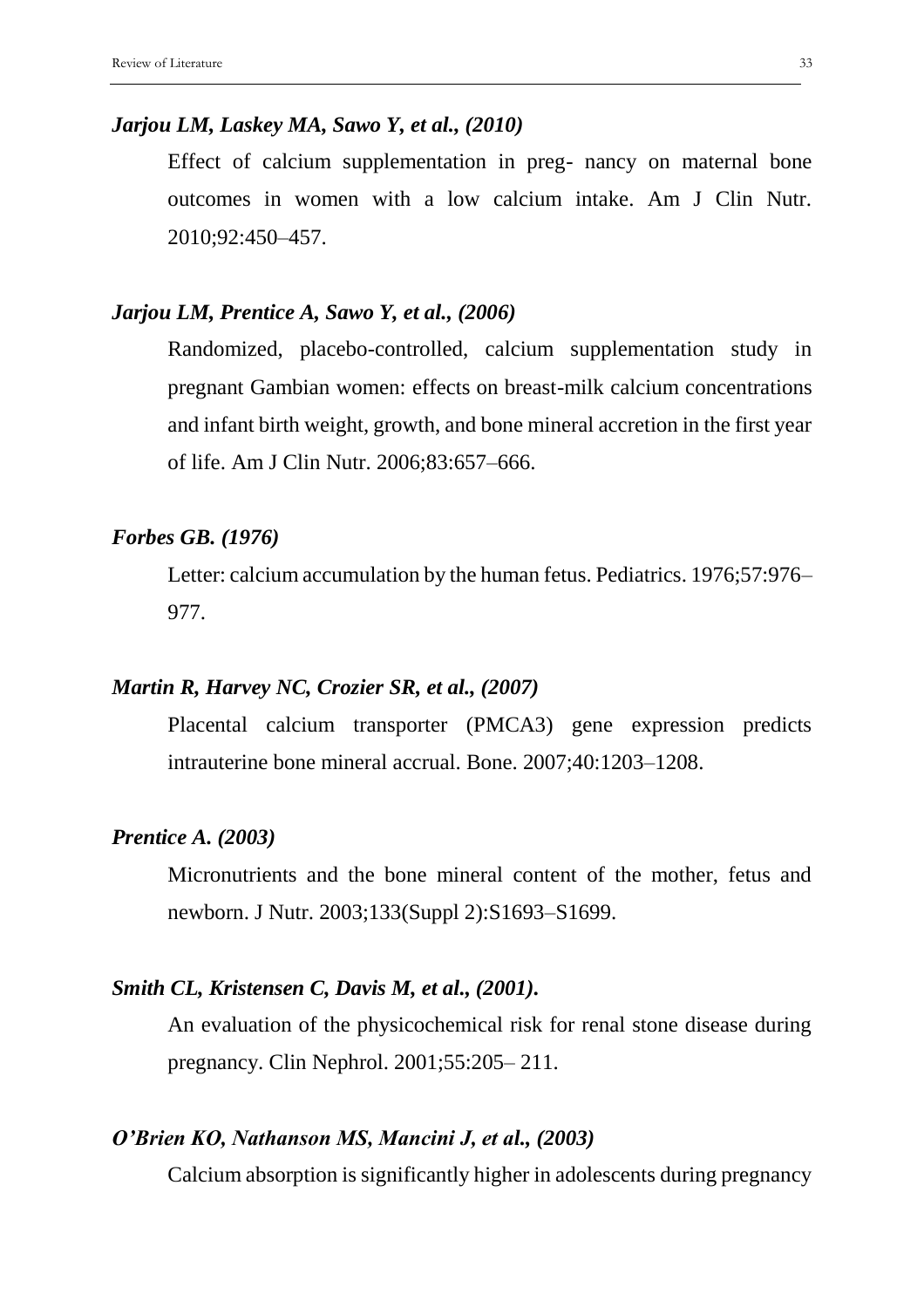***Jarjou LM, Laskey MA, Sawo Y, et al., (2010)***

Effect of calcium supplementation in preg- nancy on maternal bone outcomes in women with a low calcium intake. Am J Clin Nutr. 2010;92:450–457.

***Jarjou LM, Prentice A, Sawo Y, et al., (2006)***

Randomized, placebo-controlled, calcium supplementation study in pregnant Gambian women: effects on breast-milk calcium concentrations and infant birth weight, growth, and bone mineral accretion in the first year of life. Am J Clin Nutr. 2006;83:657–666.

***Forbes GB. (1976)***

Letter: calcium accumulation by the human fetus. Pediatrics. 1976;57:976–977.

***Martin R, Harvey NC, Crozier SR, et al., (2007)***

Placental calcium transporter (PMCA3) gene expression predicts intrauterine bone mineral accrual. Bone. 2007;40:1203–1208.

***Prentice A. (2003)***

Micronutrients and the bone mineral content of the mother, fetus and newborn. J Nutr. 2003;133(Suppl 2):S1693–S1699.

***Smith CL, Kristensen C, Davis M, et al., (2001).***

An evaluation of the physicochemical risk for renal stone disease during pregnancy. Clin Nephrol. 2001;55:205– 211.

***O'Brien KO, Nathanson MS, Mancini J, et al., (2003)***

Calcium absorption is significantly higher in adolescents during pregnancy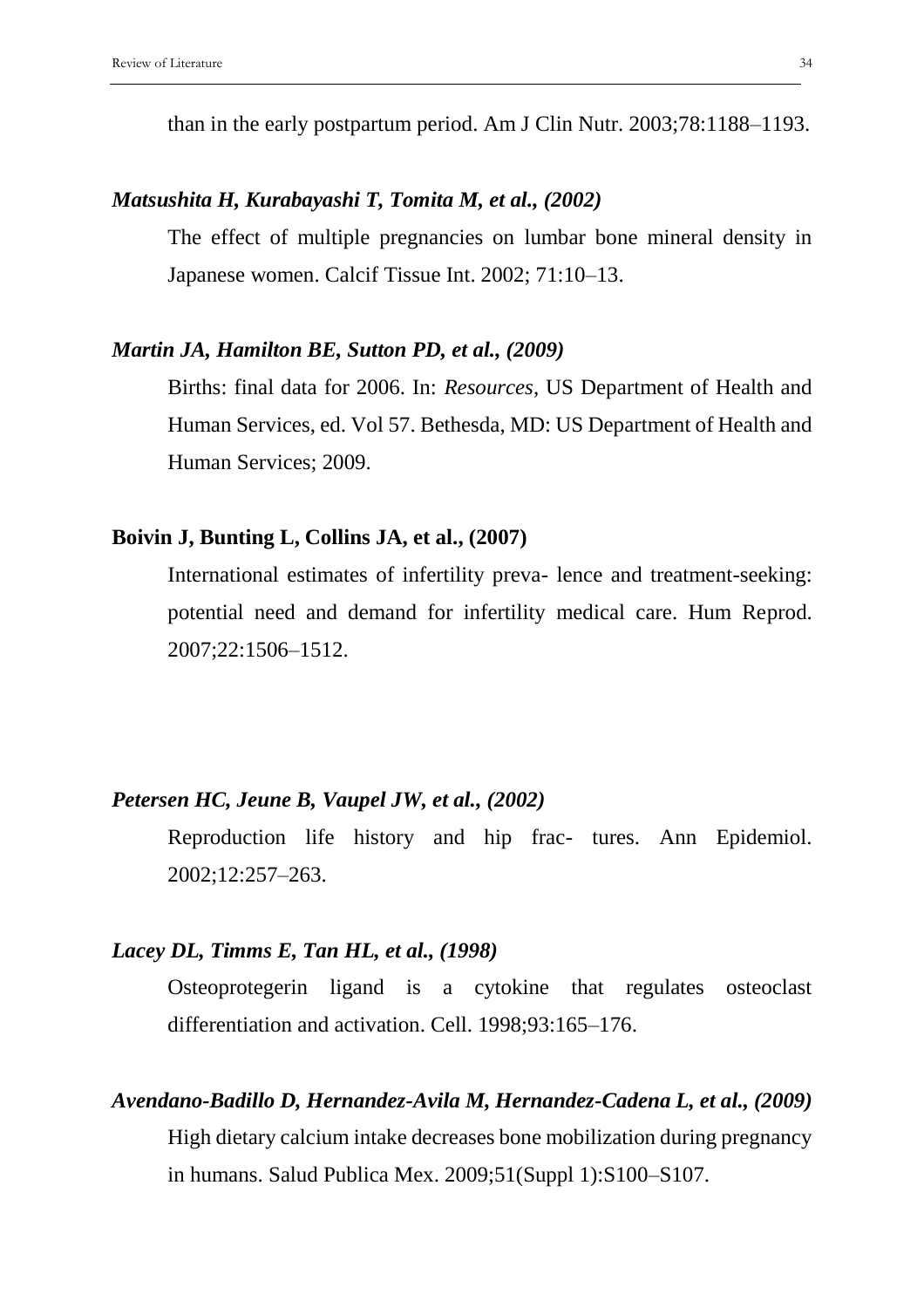than in the early postpartum period. Am J Clin Nutr. 2003;78:1188–1193.

***Matsushita H, Kurabayashi T, Tomita M, et al., (2002)***

The effect of multiple pregnancies on lumbar bone mineral density in Japanese women. Calcif Tissue Int. 2002; 71:10–13.

***Martin JA, Hamilton BE, Sutton PD, et al., (2009)***

Births: final data for 2006. In: *Resources*, US Department of Health and Human Services, ed. Vol 57. Bethesda, MD: US Department of Health and Human Services; 2009.

**Boivin J, Bunting L, Collins JA, et al., (2007)**

International estimates of infertility preva- lence and treatment-seeking: potential need and demand for infertility medical care. Hum Reprod. 2007;22:1506–1512.

***Petersen HC, Jeune B, Vaupel JW, et al., (2002)***

Reproduction life history and hip frac- tures. Ann Epidemiol. 2002;12:257–263.

***Lacey DL, Timms E, Tan HL, et al., (1998)***

Osteoprotegerin ligand is a cytokine that regulates osteoclast differentiation and activation. Cell. 1998;93:165–176.

***Avendano-Badillo D, Hernandez-Avila M, Hernandez-Cadena L, et al., (2009)***

High dietary calcium intake decreases bone mobilization during pregnancy in humans. Salud Publica Mex. 2009;51(Suppl 1):S100–S107.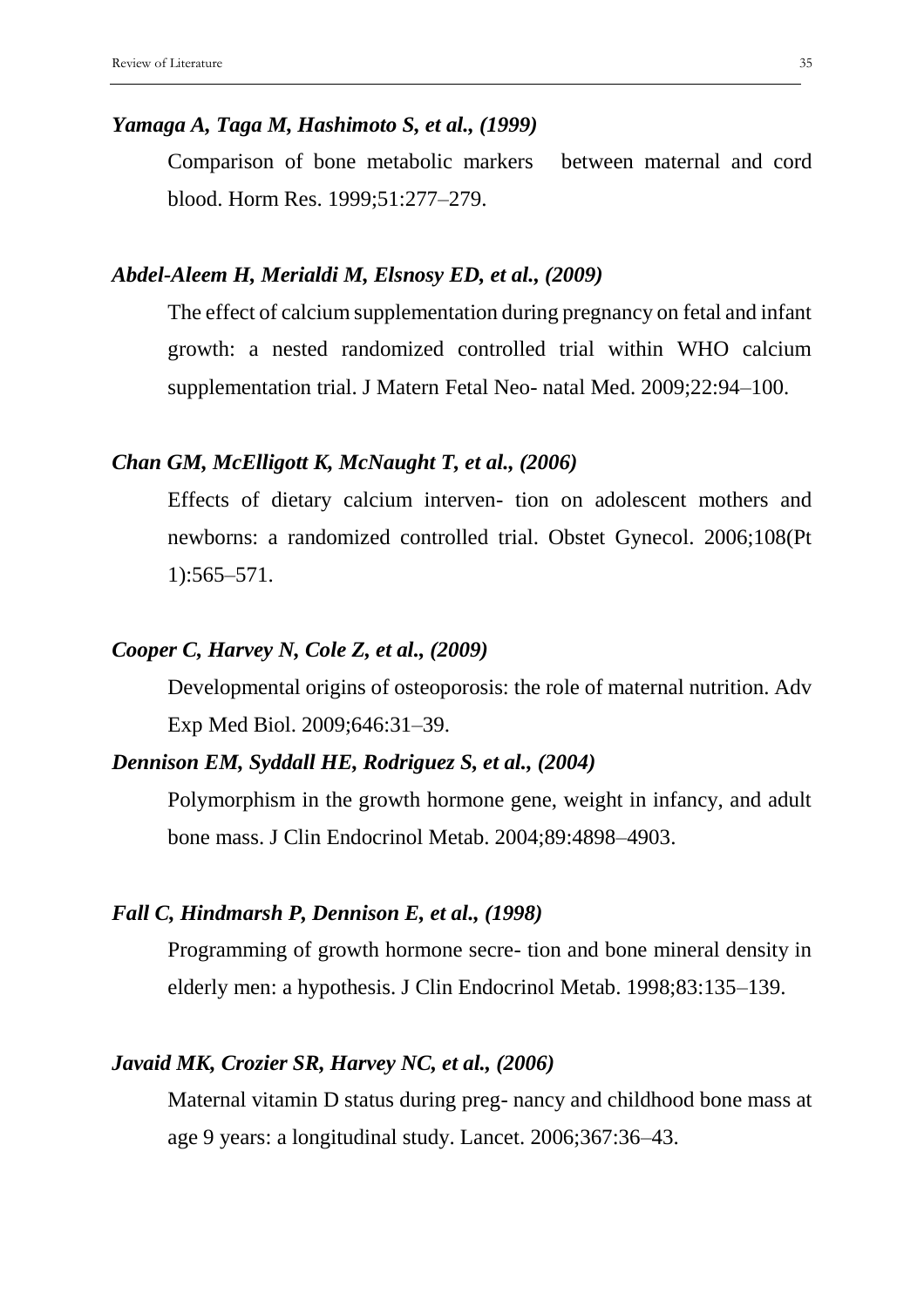***Yamaga A, Taga M, Hashimoto S, et al., (1999)***

Comparison of bone metabolic markers between maternal and cord blood. Horm Res. 1999;51:277–279.

***Abdel-Aleem H, Merialdi M, Elsnosy ED, et al., (2009)***

The effect of calcium supplementation during pregnancy on fetal and infant growth: a nested randomized controlled trial within WHO calcium supplementation trial. J Matern Fetal Neo- natal Med. 2009;22:94–100.

***Chan GM, McElligott K, McNaught T, et al., (2006)***

Effects of dietary calcium interven- tion on adolescent mothers and newborns: a randomized controlled trial. Obstet Gynecol. 2006;108(Pt 1):565–571.

***Cooper C, Harvey N, Cole Z, et al., (2009)***

Developmental origins of osteoporosis: the role of maternal nutrition. Adv Exp Med Biol. 2009;646:31–39.

***Dennison EM, Syddall HE, Rodriguez S, et al., (2004)***

Polymorphism in the growth hormone gene, weight in infancy, and adult bone mass. J Clin Endocrinol Metab. 2004;89:4898–4903.

***Fall C, Hindmarsh P, Dennison E, et al., (1998)***

Programming of growth hormone secre- tion and bone mineral density in elderly men: a hypothesis. J Clin Endocrinol Metab. 1998;83:135–139.

***Javaid MK, Crozier SR, Harvey NC, et al., (2006)***

Maternal vitamin D status during preg- nancy and childhood bone mass at age 9 years: a longitudinal study. Lancet. 2006;367:36–43.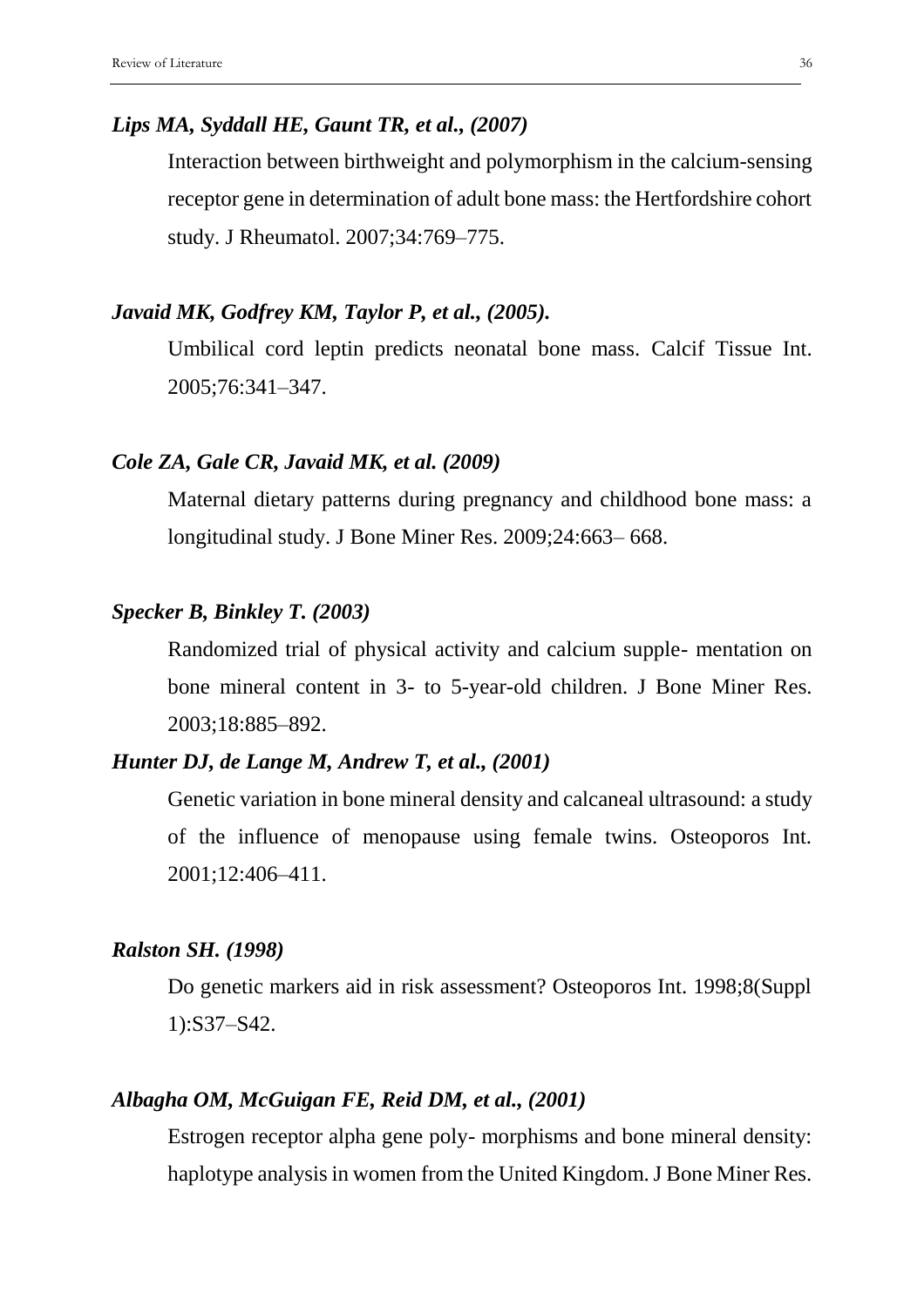***Lips MA, Syddall HE, Gaunt TR, et al., (2007)***

Interaction between birthweight and polymorphism in the calcium-sensing receptor gene in determination of adult bone mass: the Hertfordshire cohort study. J Rheumatol. 2007;34:769–775.

***Javaid MK, Godfrey KM, Taylor P, et al., (2005).***

Umbilical cord leptin predicts neonatal bone mass. Calcif Tissue Int. 2005;76:341–347.

***Cole ZA, Gale CR, Javaid MK, et al. (2009)***

Maternal dietary patterns during pregnancy and childhood bone mass: a longitudinal study. J Bone Miner Res. 2009;24:663– 668.

***Specker B, Binkley T. (2003)***

Randomized trial of physical activity and calcium supple- mentation on bone mineral content in 3- to 5-year-old children. J Bone Miner Res. 2003;18:885–892.

***Hunter DJ, de Lange M, Andrew T, et al., (2001)***

Genetic variation in bone mineral density and calcaneal ultrasound: a study of the influence of menopause using female twins. Osteoporos Int. 2001;12:406–411.

***Ralston SH. (1998)***

Do genetic markers aid in risk assessment? Osteoporos Int. 1998;8(Suppl 1):S37–S42.

***Albagha OM, McGuigan FE, Reid DM, et al., (2001)***

Estrogen receptor alpha gene poly- morphisms and bone mineral density: haplotype analysis in women from the United Kingdom. J Bone Miner Res.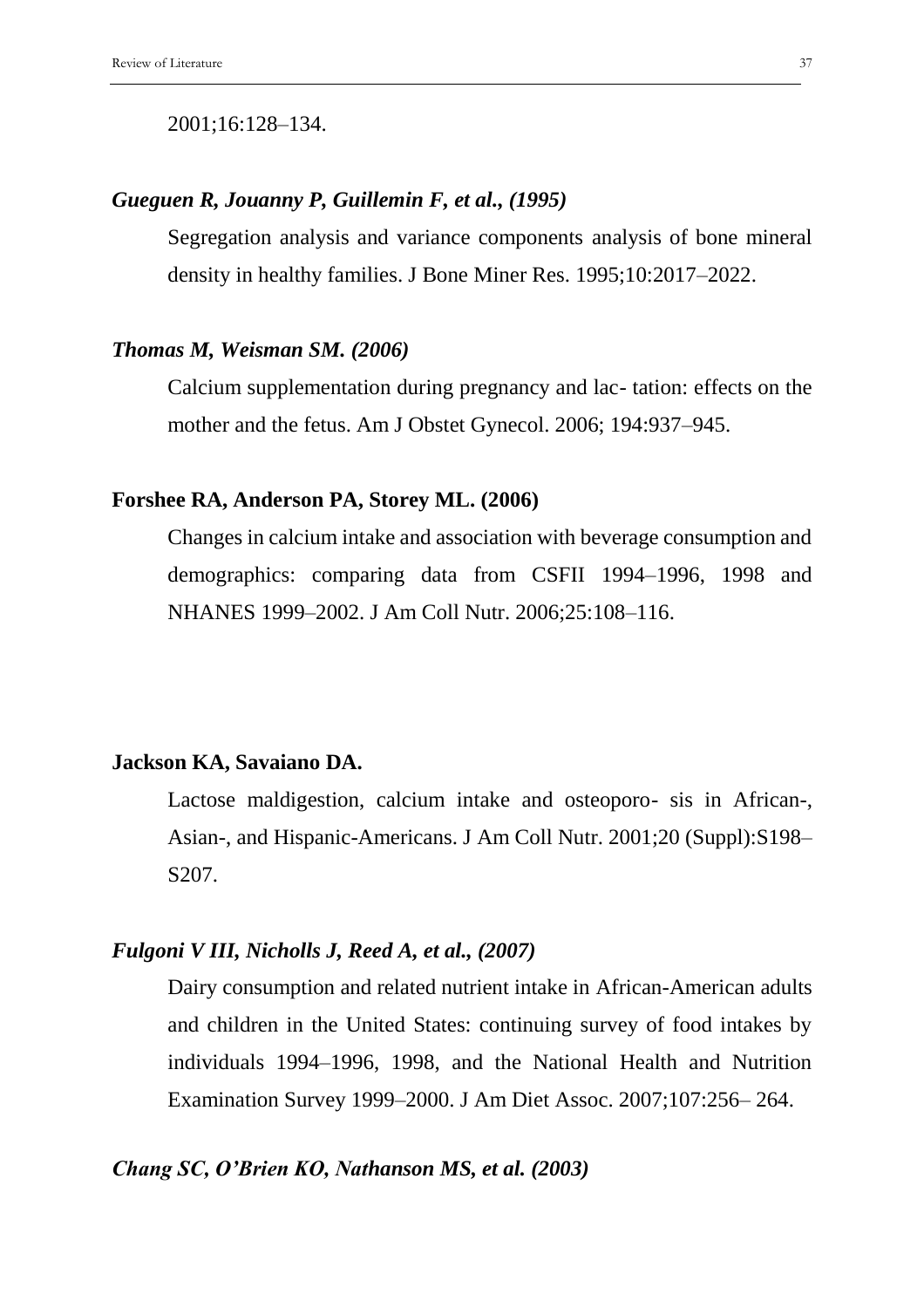2001;16:128–134.

***Gueguen R, Jouanny P, Guillemin F, et al., (1995)***

Segregation analysis and variance components analysis of bone mineral density in healthy families. J Bone Miner Res. 1995;10:2017–2022.

***Thomas M, Weisman SM. (2006)***

Calcium supplementation during pregnancy and lac- tation: effects on the mother and the fetus. Am J Obstet Gynecol. 2006; 194:937–945.

**Forshee RA, Anderson PA, Storey ML. (2006)**

Changes in calcium intake and association with beverage consumption and demographics: comparing data from CSFII 1994–1996, 1998 and NHANES 1999–2002. J Am Coll Nutr. 2006;25:108–116.

**Jackson KA, Savaiano DA.**

Lactose maldigestion, calcium intake and osteoporo- sis in African-, Asian-, and Hispanic-Americans. J Am Coll Nutr. 2001;20 (Suppl):S198–S207.

***Fulgoni V III, Nicholls J, Reed A, et al., (2007)***

Dairy consumption and related nutrient intake in African-American adults and children in the United States: continuing survey of food intakes by individuals 1994–1996, 1998, and the National Health and Nutrition Examination Survey 1999–2000. J Am Diet Assoc. 2007;107:256– 264.

***Chang SC, O'Brien KO, Nathanson MS, et al. (2003)***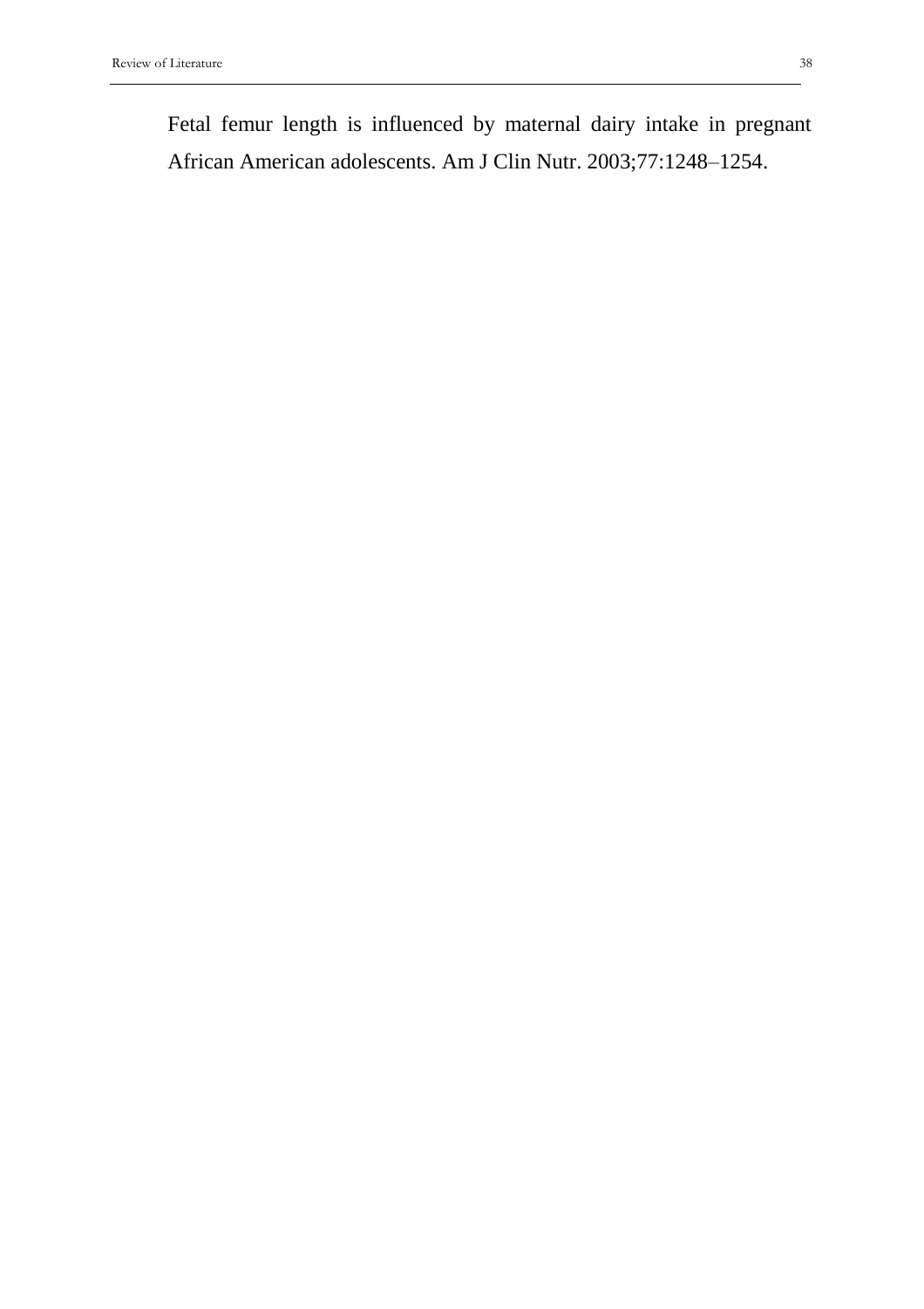Fetal femur length is influenced by maternal dairy intake in pregnant African American adolescents. Am J Clin Nutr. 2003;77:1248–1254.